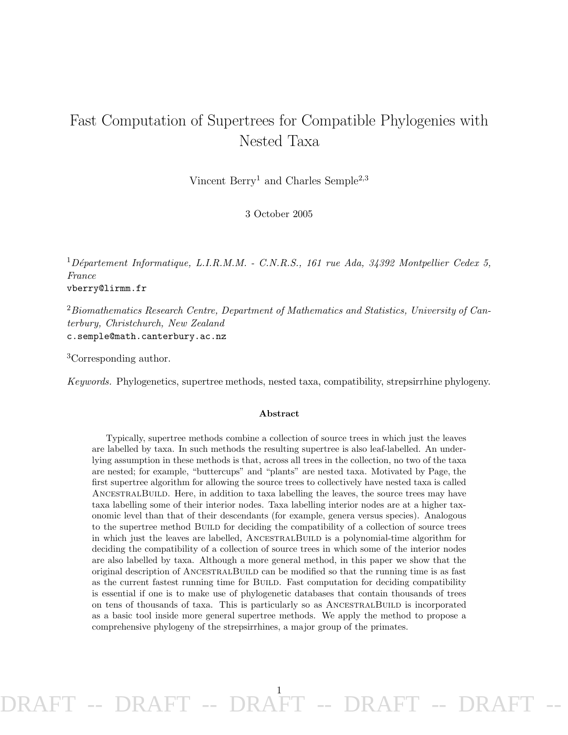# Fast Computation of Supertrees for Compatible Phylogenies with Nested Taxa

Vincent Berry[1] and Charles Semple[2,3]

3 October 2005

[1] *Département Informatique, L.I.R.M.M. - C.N.R.S., 161 rue Ada, 34392 Montpellier Cedex 5, France*
vberry@lirmm.fr

[2] *Biomathematics Research Centre, Department of Mathematics and Statistics, University of Canterbury, Christchurch, New Zealand*
c.semple@math.canterbury.ac.nz

[3] Corresponding author.

*Keywords.* Phylogenetics, supertree methods, nested taxa, compatibility, strepsirrhine phylogeny.

## Abstract

Typically, supertree methods combine a collection of source trees in which just the leaves are labelled by taxa. In such methods the resulting supertree is also leaf-labelled. An underlying assumption in these methods is that, across all trees in the collection, no two of the taxa are nested; for example, "buttercups" and "plants" are nested taxa. Motivated by Page, the first supertree algorithm for allowing the source trees to collectively have nested taxa is called AncestralBuild. Here, in addition to taxa labelling the leaves, the source trees may have taxa labelling some of their interior nodes. Taxa labelling interior nodes are at a higher taxonomic level than that of their descendants (for example, genera versus species). Analogous to the supertree method Build for deciding the compatibility of a collection of source trees in which just the leaves are labelled, AncestralBuild is a polynomial-time algorithm for deciding the compatibility of a collection of source trees in which some of the interior nodes are also labelled by taxa. Although a more general method, in this paper we show that the original description of AncestralBuild can be modified so that the running time is as fast as the current fastest running time for Build. Fast computation for deciding compatibility is essential if one is to make use of phylogenetic databases that contain thousands of trees on tens of thousands of taxa. This is particularly so as AncestralBuild is incorporated as a basic tool inside more general supertree methods. We apply the method to propose a comprehensive phylogeny of the strepsirrhines, a major group of the primates.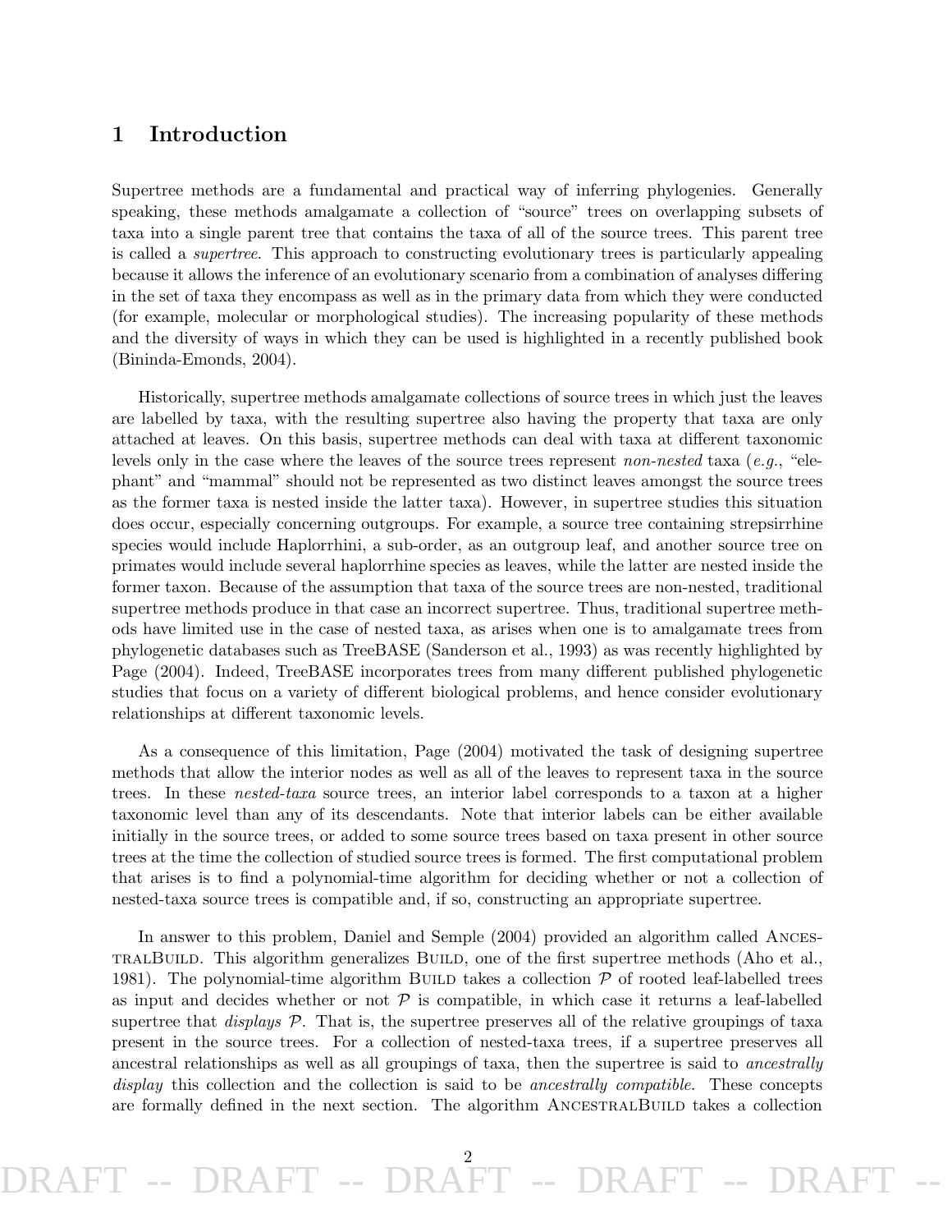# 1 Introduction

Supertree methods are a fundamental and practical way of inferring phylogenies. Generally speaking, these methods amalgamate a collection of "source" trees on overlapping subsets of taxa into a single parent tree that contains the taxa of all of the source trees. This parent tree is called a *supertree*. This approach to constructing evolutionary trees is particularly appealing because it allows the inference of an evolutionary scenario from a combination of analyses differing in the set of taxa they encompass as well as in the primary data from which they were conducted (for example, molecular or morphological studies). The increasing popularity of these methods and the diversity of ways in which they can be used is highlighted in a recently published book (Bininda-Emonds, 2004).

Historically, supertree methods amalgamate collections of source trees in which just the leaves are labelled by taxa, with the resulting supertree also having the property that taxa are only attached at leaves. On this basis, supertree methods can deal with taxa at different taxonomic levels only in the case where the leaves of the source trees represent *non-nested* taxa (*e.g.*, "elephant" and "mammal" should not be represented as two distinct leaves amongst the source trees as the former taxa is nested inside the latter taxa). However, in supertree studies this situation does occur, especially concerning outgroups. For example, a source tree containing strepsirrhine species would include Haplorrhini, a sub-order, as an outgroup leaf, and another source tree on primates would include several haplorrhine species as leaves, while the latter are nested inside the former taxon. Because of the assumption that taxa of the source trees are non-nested, traditional supertree methods produce in that case an incorrect supertree. Thus, traditional supertree methods have limited use in the case of nested taxa, as arises when one is to amalgamate trees from phylogenetic databases such as TreeBASE (Sanderson et al., 1993) as was recently highlighted by Page (2004). Indeed, TreeBASE incorporates trees from many different published phylogenetic studies that focus on a variety of different biological problems, and hence consider evolutionary relationships at different taxonomic levels.

As a consequence of this limitation, Page (2004) motivated the task of designing supertree methods that allow the interior nodes as well as all of the leaves to represent taxa in the source trees. In these *nested-taxa* source trees, an interior label corresponds to a taxon at a higher taxonomic level than any of its descendants. Note that interior labels can be either available initially in the source trees, or added to some source trees based on taxa present in other source trees at the time the collection of studied source trees is formed. The first computational problem that arises is to find a polynomial-time algorithm for deciding whether or not a collection of nested-taxa source trees is compatible and, if so, constructing an appropriate supertree.

In answer to this problem, Daniel and Semple (2004) provided an algorithm called AncestralBuild. This algorithm generalizes Build, one of the first supertree methods (Aho et al., 1981). The polynomial-time algorithm Build takes a collection $\mathcal{P}$ of rooted leaf-labelled trees as input and decides whether or not $\mathcal{P}$ is compatible, in which case it returns a leaf-labelled supertree that *displays* $\mathcal{P}$. That is, the supertree preserves all of the relative groupings of taxa present in the source trees. For a collection of nested-taxa trees, if a supertree preserves all ancestral relationships as well as all groupings of taxa, then the supertree is said to *ancestrally display* this collection and the collection is said to be *ancestrally compatible*. These concepts are formally defined in the next section. The algorithm AncestralBuild takes a collection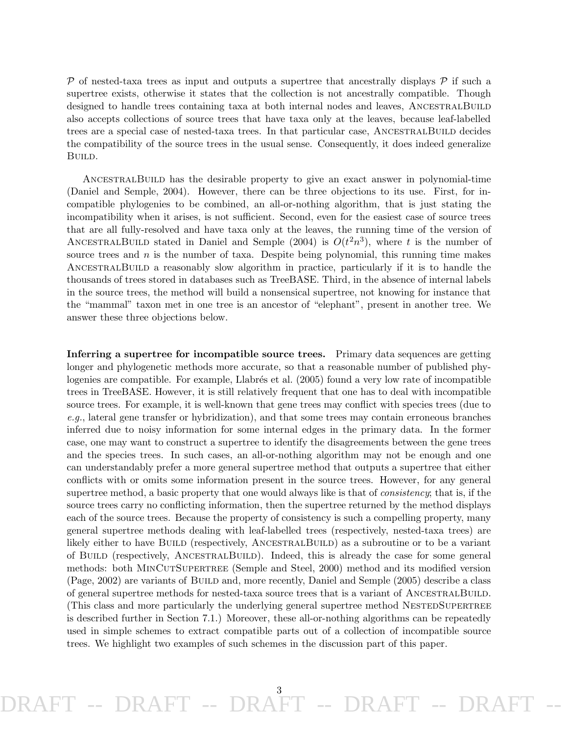$\mathcal{P}$ of nested-taxa trees as input and outputs a supertree that ancestrally displays $\mathcal{P}$ if such a supertree exists, otherwise it states that the collection is not ancestrally compatible. Though designed to handle trees containing taxa at both internal nodes and leaves, AncestralBuild also accepts collections of source trees that have taxa only at the leaves, because leaf-labelled trees are a special case of nested-taxa trees. In that particular case, AncestralBuild decides the compatibility of the source trees in the usual sense. Consequently, it does indeed generalize Build.

AncestralBuild has the desirable property to give an exact answer in polynomial-time (Daniel and Semple, 2004). However, there can be three objections to its use. First, for incompatible phylogenies to be combined, an all-or-nothing algorithm, that is just stating the incompatibility when it arises, is not sufficient. Second, even for the easiest case of source trees that are all fully-resolved and have taxa only at the leaves, the running time of the version of AncestralBuild stated in Daniel and Semple (2004) is $O(t^2n^3)$, where $t$ is the number of source trees and $n$ is the number of taxa. Despite being polynomial, this running time makes AncestralBuild a reasonably slow algorithm in practice, particularly if it is to handle the thousands of trees stored in databases such as TreeBASE. Third, in the absence of internal labels in the source trees, the method will build a nonsensical supertree, not knowing for instance that the "mammal" taxon met in one tree is an ancestor of "elephant", present in another tree. We answer these three objections below.

**Inferring a supertree for incompatible source trees.** Primary data sequences are getting longer and phylogenetic methods more accurate, so that a reasonable number of published phylogenies are compatible. For example, Llabrés et al. (2005) found a very low rate of incompatible trees in TreeBASE. However, it is still relatively frequent that one has to deal with incompatible source trees. For example, it is well-known that gene trees may conflict with species trees (due to *e.g.*, lateral gene transfer or hybridization), and that some trees may contain erroneous branches inferred due to noisy information for some internal edges in the primary data. In the former case, one may want to construct a supertree to identify the disagreements between the gene trees and the species trees. In such cases, an all-or-nothing algorithm may not be enough and one can understandably prefer a more general supertree method that outputs a supertree that either conflicts with or omits some information present in the source trees. However, for any general supertree method, a basic property that one would always like is that of *consistency*; that is, if the source trees carry no conflicting information, then the supertree returned by the method displays each of the source trees. Because the property of consistency is such a compelling property, many general supertree methods dealing with leaf-labelled trees (respectively, nested-taxa trees) are likely either to have Build (respectively, AncestralBuild) as a subroutine or to be a variant of Build (respectively, AncestralBuild). Indeed, this is already the case for some general methods: both MinCutSupertree (Semple and Steel, 2000) method and its modified version (Page, 2002) are variants of Build and, more recently, Daniel and Semple (2005) describe a class of general supertree methods for nested-taxa source trees that is a variant of AncestralBuild. (This class and more particularly the underlying general supertree method NestedSupertree is described further in Section 7.1.) Moreover, these all-or-nothing algorithms can be repeatedly used in simple schemes to extract compatible parts out of a collection of incompatible source trees. We highlight two examples of such schemes in the discussion part of this paper.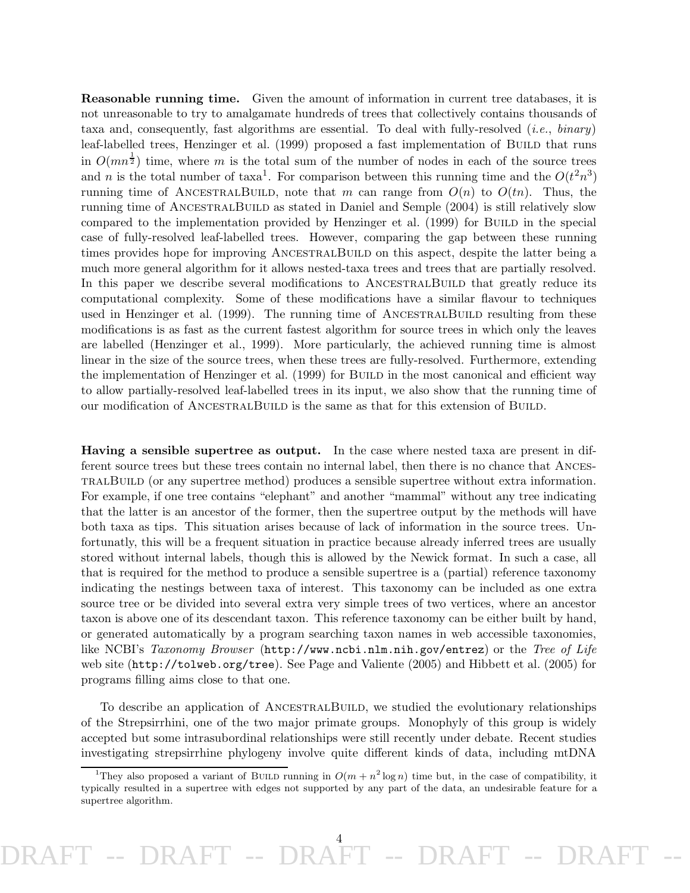**Reasonable running time.** Given the amount of information in current tree databases, it is not unreasonable to try to amalgamate hundreds of trees that collectively contains thousands of taxa and, consequently, fast algorithms are essential. To deal with fully-resolved (*i.e.*, *binary*) leaf-labelled trees, Henzinger et al. (1999) proposed a fast implementation of BUILD that runs in $O(mn^{\frac{1}{2}})$ time, where $m$ is the total sum of the number of nodes in each of the source trees and $n$ is the total number of taxa[1]. For comparison between this running time and the $O(t^2n^3)$ running time of ANCESTRALBUILD, note that $m$ can range from $O(n)$ to $O(tn)$. Thus, the running time of ANCESTRALBUILD as stated in Daniel and Semple (2004) is still relatively slow compared to the implementation provided by Henzinger et al. (1999) for BUILD in the special case of fully-resolved leaf-labelled trees. However, comparing the gap between these running times provides hope for improving ANCESTRALBUILD on this aspect, despite the latter being a much more general algorithm for it allows nested-taxa trees and trees that are partially resolved. In this paper we describe several modifications to ANCESTRALBUILD that greatly reduce its computational complexity. Some of these modifications have a similar flavour to techniques used in Henzinger et al. (1999). The running time of ANCESTRALBUILD resulting from these modifications is as fast as the current fastest algorithm for source trees in which only the leaves are labelled (Henzinger et al., 1999). More particularly, the achieved running time is almost linear in the size of the source trees, when these trees are fully-resolved. Furthermore, extending the implementation of Henzinger et al. (1999) for BUILD in the most canonical and efficient way to allow partially-resolved leaf-labelled trees in its input, we also show that the running time of our modification of ANCESTRALBUILD is the same as that for this extension of BUILD.

**Having a sensible supertree as output.** In the case where nested taxa are present in different source trees but these trees contain no internal label, then there is no chance that ANCESTRALBUILD (or any supertree method) produces a sensible supertree without extra information. For example, if one tree contains "elephant" and another "mammal" without any tree indicating that the latter is an ancestor of the former, then the supertree output by the methods will have both taxa as tips. This situation arises because of lack of information in the source trees. Unfortunatly, this will be a frequent situation in practice because already inferred trees are usually stored without internal labels, though this is allowed by the Newick format. In such a case, all that is required for the method to produce a sensible supertree is a (partial) reference taxonomy indicating the nestings between taxa of interest. This taxonomy can be included as one extra source tree or be divided into several extra very simple trees of two vertices, where an ancestor taxon is above one of its descendant taxon. This reference taxonomy can be either built by hand, or generated automatically by a program searching taxon names in web accessible taxonomies, like NCBI's *Taxonomy Browser* (`http://www.ncbi.nlm.nih.gov/entrez`) or the *Tree of Life* web site (`http://tolweb.org/tree`). See Page and Valiente (2005) and Hibbett et al. (2005) for programs filling aims close to that one.

To describe an application of ANCESTRALBUILD, we studied the evolutionary relationships of the Strepsirrhini, one of the two major primate groups. Monophyly of this group is widely accepted but some intrasubordinal relationships were still recently under debate. Recent studies investigating strepsirrhine phylogeny involve quite different kinds of data, including mtDNA

[1] They also proposed a variant of BUILD running in $O(m + n^2 \log n)$ time but, in the case of compatibility, it typically resulted in a supertree with edges not supported by any part of the data, an undesirable feature for a supertree algorithm.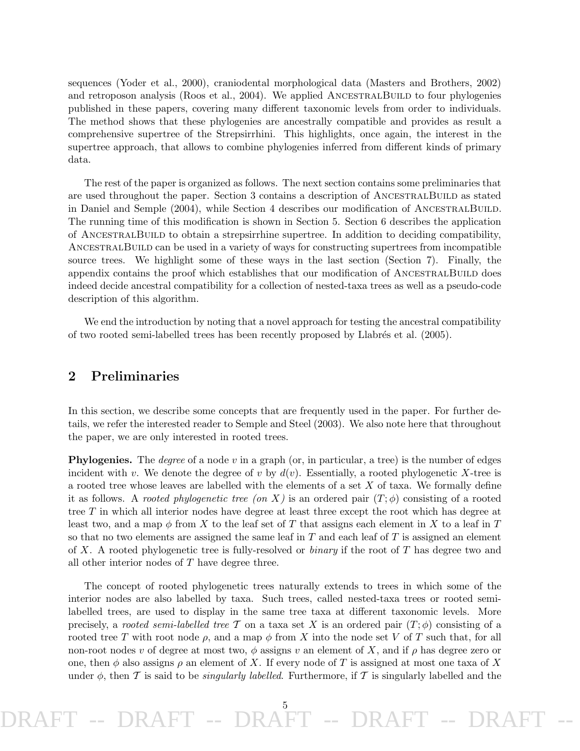sequences (Yoder et al., 2000), craniodental morphological data (Masters and Brothers, 2002) and retroposon analysis (Roos et al., 2004). We applied AncestralBuild to four phylogenies published in these papers, covering many different taxonomic levels from order to individuals. The method shows that these phylogenies are ancestrally compatible and provides as result a comprehensive supertree of the Strepsirrhini. This highlights, once again, the interest in the supertree approach, that allows to combine phylogenies inferred from different kinds of primary data.

The rest of the paper is organized as follows. The next section contains some preliminaries that are used throughout the paper. Section 3 contains a description of AncestralBuild as stated in Daniel and Semple (2004), while Section 4 describes our modification of AncestralBuild. The running time of this modification is shown in Section 5. Section 6 describes the application of AncestralBuild to obtain a strepsirrhine supertree. In addition to deciding compatibility, AncestralBuild can be used in a variety of ways for constructing supertrees from incompatible source trees. We highlight some of these ways in the last section (Section 7). Finally, the appendix contains the proof which establishes that our modification of AncestralBuild does indeed decide ancestral compatibility for a collection of nested-taxa trees as well as a pseudo-code description of this algorithm.

We end the introduction by noting that a novel approach for testing the ancestral compatibility of two rooted semi-labelled trees has been recently proposed by Llabrés et al. (2005).

## 2 Preliminaries

In this section, we describe some concepts that are frequently used in the paper. For further details, we refer the interested reader to Semple and Steel (2003). We also note here that throughout the paper, we are only interested in rooted trees.

**Phylogenies.** The *degree* of a node $v$ in a graph (or, in particular, a tree) is the number of edges incident with $v$. We denote the degree of $v$ by $d(v)$. Essentially, a rooted phylogenetic $X$-tree is a rooted tree whose leaves are labelled with the elements of a set $X$ of taxa. We formally define it as follows. A *rooted phylogenetic tree (on $X$)* is an ordered pair $(T; \phi)$ consisting of a rooted tree $T$ in which all interior nodes have degree at least three except the root which has degree at least two, and a map $\phi$ from $X$ to the leaf set of $T$ that assigns each element in $X$ to a leaf in $T$ so that no two elements are assigned the same leaf in $T$ and each leaf of $T$ is assigned an element of $X$. A rooted phylogenetic tree is fully-resolved or *binary* if the root of $T$ has degree two and all other interior nodes of $T$ have degree three.

The concept of rooted phylogenetic trees naturally extends to trees in which some of the interior nodes are also labelled by taxa. Such trees, called nested-taxa trees or rooted semi-labelled trees, are used to display in the same tree taxa at different taxonomic levels. More precisely, a *rooted semi-labelled tree* $\mathcal{T}$ on a taxa set $X$ is an ordered pair $(T; \phi)$ consisting of a rooted tree $T$ with root node $\rho$, and a map $\phi$ from $X$ into the node set $V$ of $T$ such that, for all non-root nodes $v$ of degree at most two, $\phi$ assigns $v$ an element of $X$, and if $\rho$ has degree zero or one, then $\phi$ also assigns $\rho$ an element of $X$. If every node of $T$ is assigned at most one taxa of $X$ under $\phi$, then $\mathcal{T}$ is said to be *singularly labelled*. Furthermore, if $\mathcal{T}$ is singularly labelled and the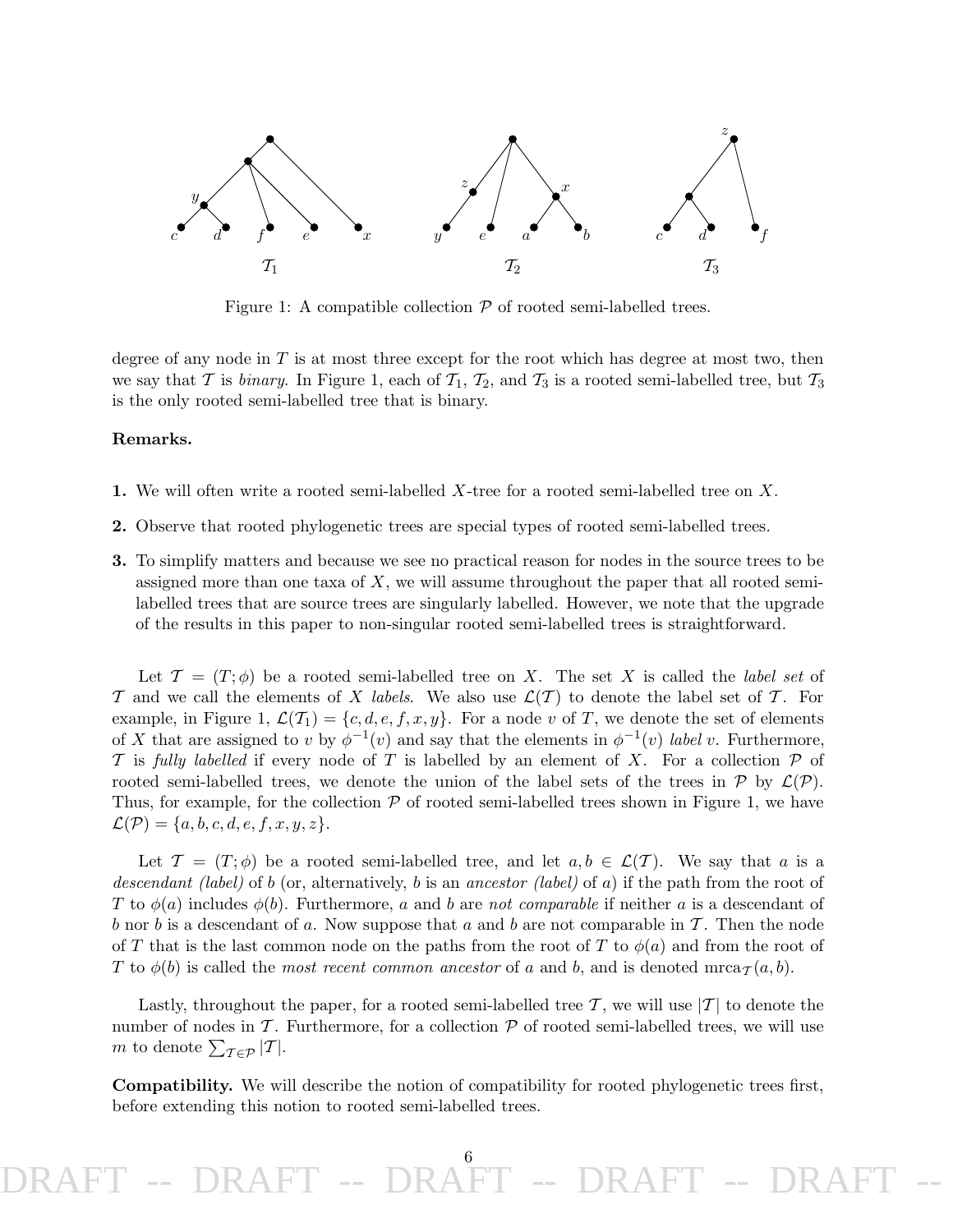Figure 1: A compatible collection $\mathcal{P}$ of rooted semi-labelled trees.

degree of any node in $T$ is at most three except for the root which has degree at most two, then we say that $\mathcal{T}$ is *binary*. In Figure 1, each of $\mathcal{T}_1$, $\mathcal{T}_2$, and $\mathcal{T}_3$ is a rooted semi-labelled tree, but $\mathcal{T}_3$ is the only rooted semi-labelled tree that is binary.

**Remarks.**

**1.** We will often write a rooted semi-labelled $X$-tree for a rooted semi-labelled tree on $X$.

**2.** Observe that rooted phylogenetic trees are special types of rooted semi-labelled trees.

**3.** To simplify matters and because we see no practical reason for nodes in the source trees to be assigned more than one taxa of $X$, we will assume throughout the paper that all rooted semi-labelled trees that are source trees are singularly labelled. However, we note that the upgrade of the results in this paper to non-singular rooted semi-labelled trees is straightforward.

Let $\mathcal{T} = (T; \phi)$ be a rooted semi-labelled tree on $X$. The set $X$ is called the *label set* of $\mathcal{T}$ and we call the elements of $X$ *labels*. We also use $\mathcal{L}(\mathcal{T})$ to denote the label set of $\mathcal{T}$. For example, in Figure 1, $\mathcal{L}(\mathcal{T}_1) = \{c, d, e, f, x, y\}$. For a node $v$ of $T$, we denote the set of elements of $X$ that are assigned to $v$ by $\phi^{-1}(v)$ and say that the elements in $\phi^{-1}(v)$ *label* $v$. Furthermore, $\mathcal{T}$ is *fully labelled* if every node of $T$ is labelled by an element of $X$. For a collection $\mathcal{P}$ of rooted semi-labelled trees, we denote the union of the label sets of the trees in $\mathcal{P}$ by $\mathcal{L}(\mathcal{P})$. Thus, for example, for the collection $\mathcal{P}$ of rooted semi-labelled trees shown in Figure 1, we have $\mathcal{L}(\mathcal{P}) = \{a, b, c, d, e, f, x, y, z\}$.

Let $\mathcal{T} = (T; \phi)$ be a rooted semi-labelled tree, and let $a, b \in \mathcal{L}(\mathcal{T})$. We say that $a$ is a *descendant (label)* of $b$ (or, alternatively, $b$ is an *ancestor (label)* of $a$) if the path from the root of $T$ to $\phi(a)$ includes $\phi(b)$. Furthermore, $a$ and $b$ are *not comparable* if neither $a$ is a descendant of $b$ nor $b$ is a descendant of $a$. Now suppose that $a$ and $b$ are not comparable in $\mathcal{T}$. Then the node of $T$ that is the last common node on the paths from the root of $T$ to $\phi(a)$ and from the root of $T$ to $\phi(b)$ is called the *most recent common ancestor* of $a$ and $b$, and is denoted $\text{mrca}_{\mathcal{T}}(a, b)$.

Lastly, throughout the paper, for a rooted semi-labelled tree $\mathcal{T}$, we will use $|\mathcal{T}|$ to denote the number of nodes in $\mathcal{T}$. Furthermore, for a collection $\mathcal{P}$ of rooted semi-labelled trees, we will use $m$ to denote $\sum_{\mathcal{T} \in \mathcal{P}} |\mathcal{T}|$.

**Compatibility.** We will describe the notion of compatibility for rooted phylogenetic trees first, before extending this notion to rooted semi-labelled trees.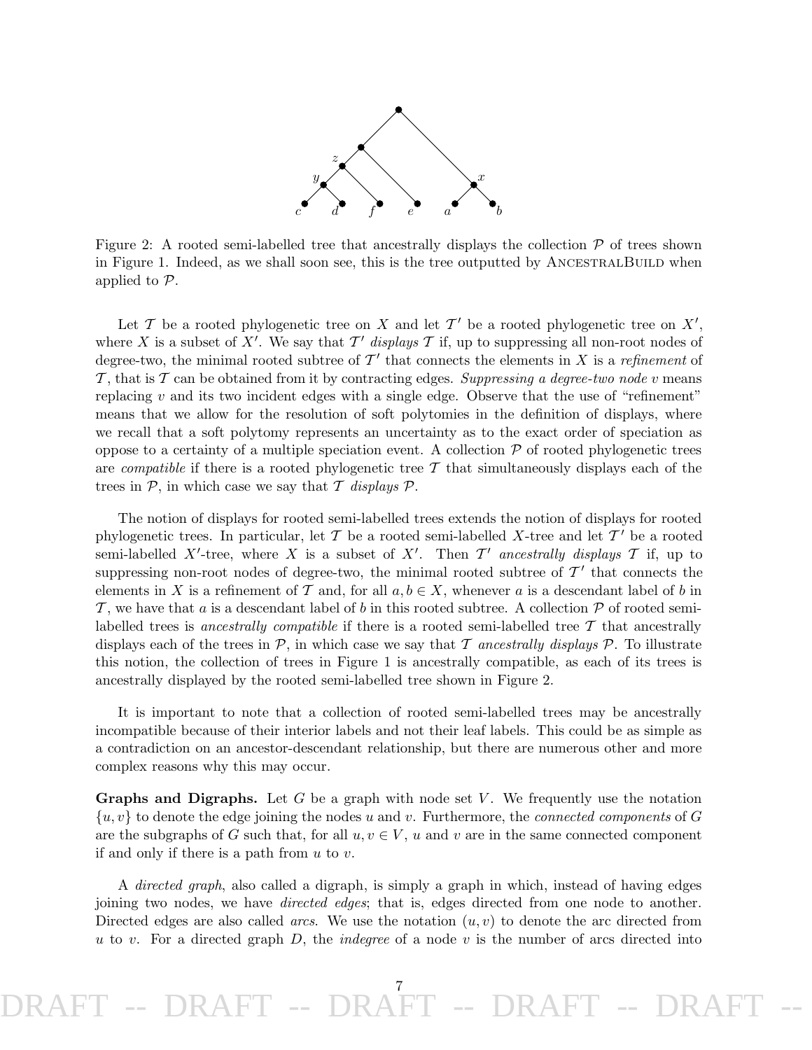Figure 2: A rooted semi-labelled tree that ancestrally displays the collection $\mathcal{P}$ of trees shown in Figure 1. Indeed, as we shall soon see, this is the tree outputted by AncestralBuild when applied to $\mathcal{P}$.

Let $\mathcal{T}$ be a rooted phylogenetic tree on $X$ and let $\mathcal{T}'$ be a rooted phylogenetic tree on $X'$, where $X$ is a subset of $X'$. We say that $\mathcal{T}'$ *displays* $\mathcal{T}$ if, up to suppressing all non-root nodes of degree-two, the minimal rooted subtree of $\mathcal{T}'$ that connects the elements in $X$ is a *refinement* of $\mathcal{T}$, that is $\mathcal{T}$ can be obtained from it by contracting edges. *Suppressing a degree-two node* $v$ means replacing $v$ and its two incident edges with a single edge. Observe that the use of "refinement" means that we allow for the resolution of soft polytomies in the definition of displays, where we recall that a soft polytomy represents an uncertainty as to the exact order of speciation as oppose to a certainty of a multiple speciation event. A collection $\mathcal{P}$ of rooted phylogenetic trees are *compatible* if there is a rooted phylogenetic tree $\mathcal{T}$ that simultaneously displays each of the trees in $\mathcal{P}$, in which case we say that $\mathcal{T}$ *displays* $\mathcal{P}$.

The notion of displays for rooted semi-labelled trees extends the notion of displays for rooted phylogenetic trees. In particular, let $\mathcal{T}$ be a rooted semi-labelled $X$-tree and let $\mathcal{T}'$ be a rooted semi-labelled $X'$-tree, where $X$ is a subset of $X'$. Then $\mathcal{T}'$ *ancestrally displays* $\mathcal{T}$ if, up to suppressing non-root nodes of degree-two, the minimal rooted subtree of $\mathcal{T}'$ that connects the elements in $X$ is a refinement of $\mathcal{T}$ and, for all $a, b \in X$, whenever $a$ is a descendant label of $b$ in $\mathcal{T}$, we have that $a$ is a descendant label of $b$ in this rooted subtree. A collection $\mathcal{P}$ of rooted semi-labelled trees is *ancestrally compatible* if there is a rooted semi-labelled tree $\mathcal{T}$ that ancestrally displays each of the trees in $\mathcal{P}$, in which case we say that $\mathcal{T}$ *ancestrally displays* $\mathcal{P}$. To illustrate this notion, the collection of trees in Figure 1 is ancestrally compatible, as each of its trees is ancestrally displayed by the rooted semi-labelled tree shown in Figure 2.

It is important to note that a collection of rooted semi-labelled trees may be ancestrally incompatible because of their interior labels and not their leaf labels. This could be as simple as a contradiction on an ancestor-descendant relationship, but there are numerous other and more complex reasons why this may occur.

**Graphs and Digraphs.** Let $G$ be a graph with node set $V$. We frequently use the notation $\{u, v\}$ to denote the edge joining the nodes $u$ and $v$. Furthermore, the *connected components* of $G$ are the subgraphs of $G$ such that, for all $u, v \in V$, $u$ and $v$ are in the same connected component if and only if there is a path from $u$ to $v$.

A *directed graph*, also called a digraph, is simply a graph in which, instead of having edges joining two nodes, we have *directed edges*; that is, edges directed from one node to another. Directed edges are also called *arcs*. We use the notation $(u, v)$ to denote the arc directed from $u$ to $v$. For a directed graph $D$, the *indegree* of a node $v$ is the number of arcs directed into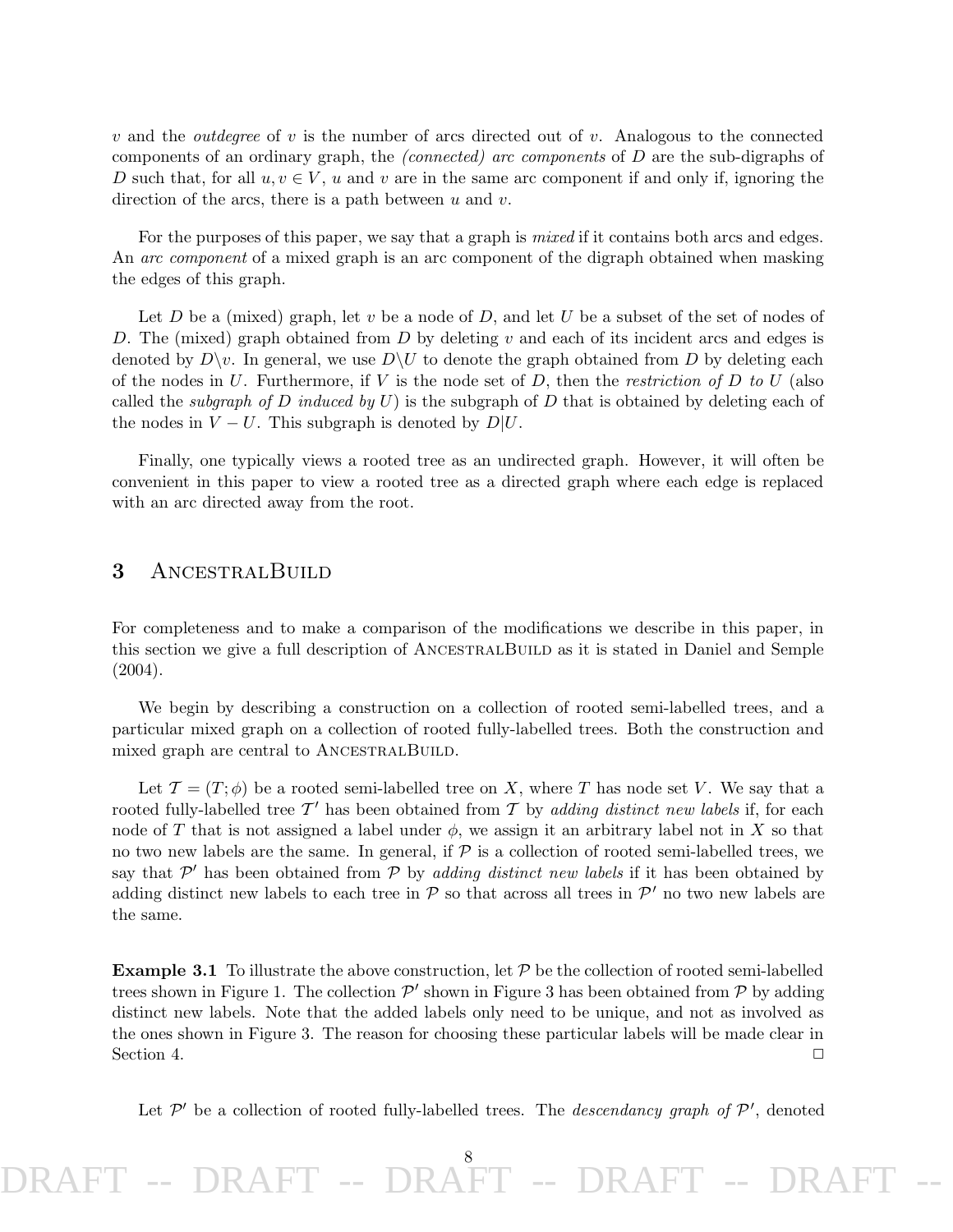$v$ and the *outdegree* of $v$ is the number of arcs directed out of $v$. Analogous to the connected components of an ordinary graph, the *(connected) arc components* of $D$ are the sub-digraphs of $D$ such that, for all $u, v \in V$, $u$ and $v$ are in the same arc component if and only if, ignoring the direction of the arcs, there is a path between $u$ and $v$.

For the purposes of this paper, we say that a graph is *mixed* if it contains both arcs and edges. An *arc component* of a mixed graph is an arc component of the digraph obtained when masking the edges of this graph.

Let $D$ be a (mixed) graph, let $v$ be a node of $D$, and let $U$ be a subset of the set of nodes of $D$. The (mixed) graph obtained from $D$ by deleting $v$ and each of its incident arcs and edges is denoted by $D\backslash v$. In general, we use $D\backslash U$ to denote the graph obtained from $D$ by deleting each of the nodes in $U$. Furthermore, if $V$ is the node set of $D$, then the *restriction of $D$ to $U$* (also called the *subgraph of $D$ induced by $U$*) is the subgraph of $D$ that is obtained by deleting each of the nodes in $V - U$. This subgraph is denoted by $D|U$.

Finally, one typically views a rooted tree as an undirected graph. However, it will often be convenient in this paper to view a rooted tree as a directed graph where each edge is replaced with an arc directed away from the root.

## 3 AncestralBuild

For completeness and to make a comparison of the modifications we describe in this paper, in this section we give a full description of AncestralBuild as it is stated in Daniel and Semple (2004).

We begin by describing a construction on a collection of rooted semi-labelled trees, and a particular mixed graph on a collection of rooted fully-labelled trees. Both the construction and mixed graph are central to AncestralBuild.

Let $\mathcal{T} = (T; \phi)$ be a rooted semi-labelled tree on $X$, where $T$ has node set $V$. We say that a rooted fully-labelled tree $\mathcal{T}'$ has been obtained from $\mathcal{T}$ by *adding distinct new labels* if, for each node of $T$ that is not assigned a label under $\phi$, we assign it an arbitrary label not in $X$ so that no two new labels are the same. In general, if $\mathcal{P}$ is a collection of rooted semi-labelled trees, we say that $\mathcal{P}'$ has been obtained from $\mathcal{P}$ by *adding distinct new labels* if it has been obtained by adding distinct new labels to each tree in $\mathcal{P}$ so that across all trees in $\mathcal{P}'$ no two new labels are the same.

**Example 3.1** To illustrate the above construction, let $\mathcal{P}$ be the collection of rooted semi-labelled trees shown in Figure 1. The collection $\mathcal{P}'$ shown in Figure 3 has been obtained from $\mathcal{P}$ by adding distinct new labels. Note that the added labels only need to be unique, and not as involved as the ones shown in Figure 3. The reason for choosing these particular labels will be made clear in Section 4. □

Let $\mathcal{P}'$ be a collection of rooted fully-labelled trees. The *descendancy graph of $\mathcal{P}'$*, denoted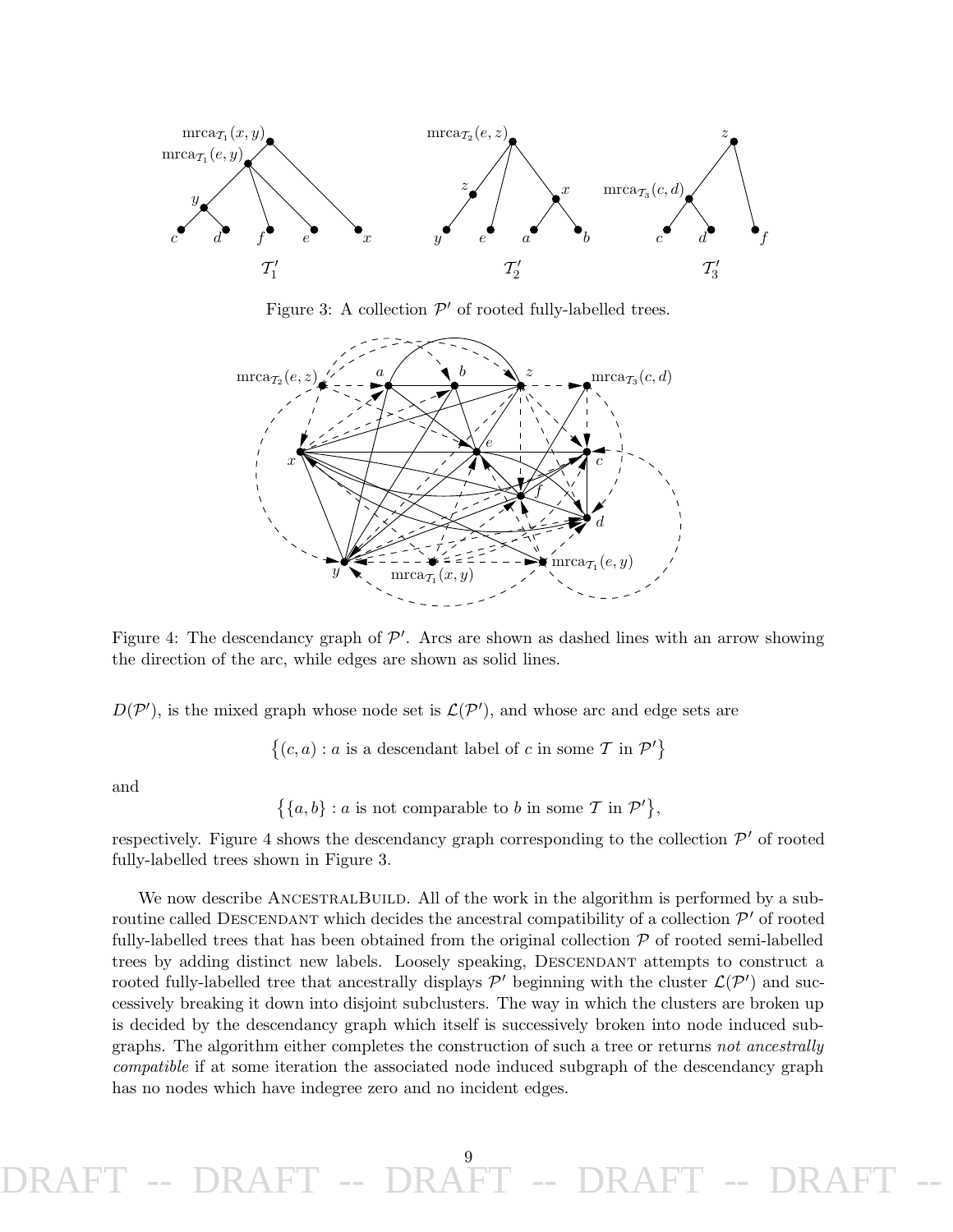Figure 3: A collection $\mathcal{P}'$ of rooted fully-labelled trees.

Figure 4: The descendancy graph of $\mathcal{P}'$. Arcs are shown as dashed lines with an arrow showing the direction of the arc, while edges are shown as solid lines.

$D(\mathcal{P}')$, is the mixed graph whose node set is $\mathcal{L}(\mathcal{P}')$, and whose arc and edge sets are

$$\{(c, a) : a \text{ is a descendant label of } c \text{ in some } \mathcal{T} \text{ in } \mathcal{P}'\}$$

and

$$\{\{a, b\} : a \text{ is not comparable to } b \text{ in some } \mathcal{T} \text{ in } \mathcal{P}'\},$$

respectively. Figure 4 shows the descendancy graph corresponding to the collection $\mathcal{P}'$ of rooted fully-labelled trees shown in Figure 3.

We now describe AncestralBuild. All of the work in the algorithm is performed by a subroutine called Descendant which decides the ancestral compatibility of a collection $\mathcal{P}'$ of rooted fully-labelled trees that has been obtained from the original collection $\mathcal{P}$ of rooted semi-labelled trees by adding distinct new labels. Loosely speaking, Descendant attempts to construct a rooted fully-labelled tree that ancestrally displays $\mathcal{P}'$ beginning with the cluster $\mathcal{L}(\mathcal{P}')$ and successively breaking it down into disjoint subclusters. The way in which the clusters are broken up is decided by the descendancy graph which itself is successively broken into node induced subgraphs. The algorithm either completes the construction of such a tree or returns *not ancestrally compatible* if at some iteration the associated node induced subgraph of the descendancy graph has no nodes which have indegree zero and no incident edges.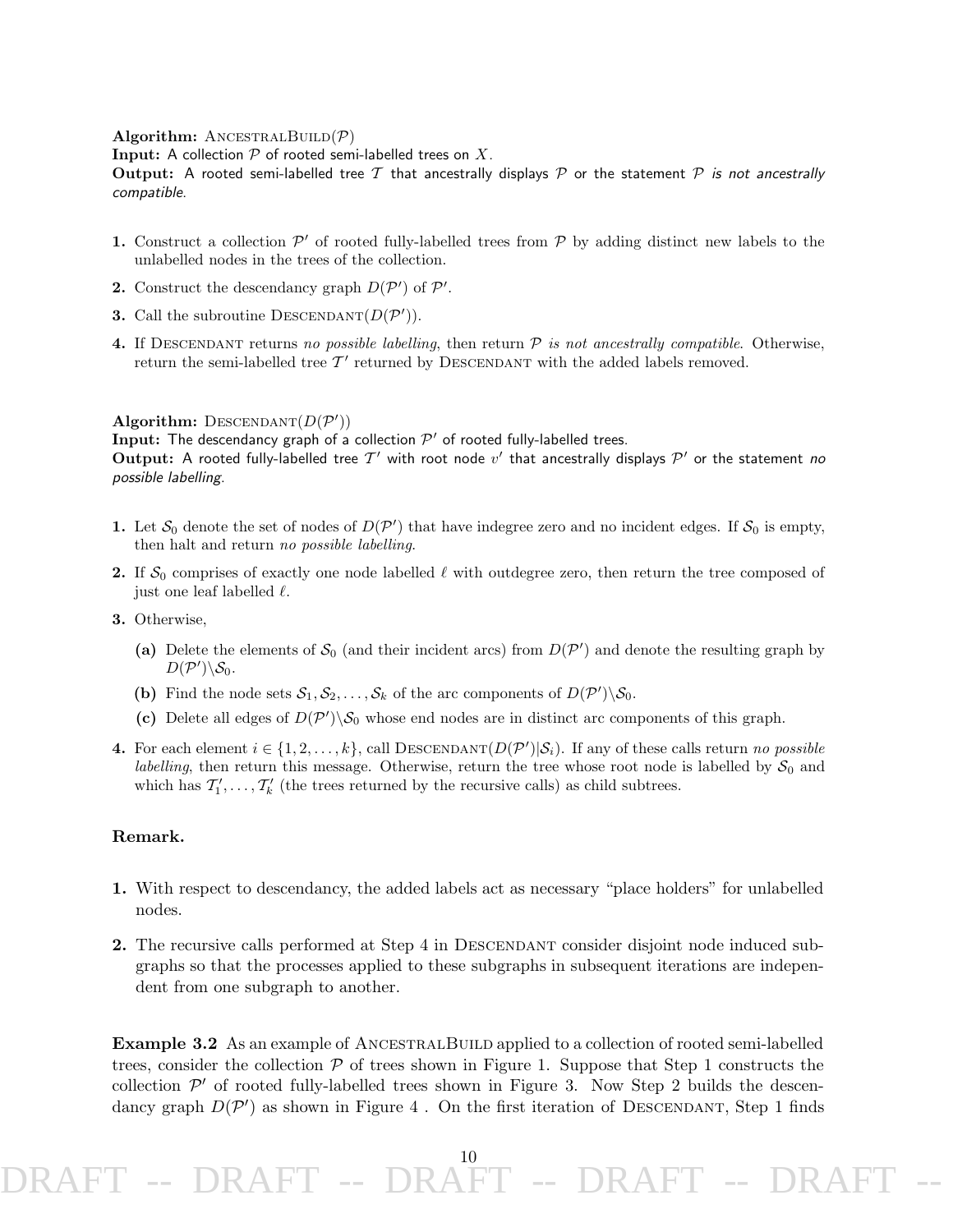**Algorithm:** AncestralBuild($\mathcal{P}$)
**Input:** A collection $\mathcal{P}$ of rooted semi-labelled trees on $X$.
**Output:** A rooted semi-labelled tree $\mathcal{T}$ that ancestrally displays $\mathcal{P}$ or the statement *$\mathcal{P}$ is not ancestrally compatible*.

**1.** Construct a collection $\mathcal{P}'$ of rooted fully-labelled trees from $\mathcal{P}$ by adding distinct new labels to the unlabelled nodes in the trees of the collection.

**2.** Construct the descendancy graph $D(\mathcal{P}')$ of $\mathcal{P}'$.

**3.** Call the subroutine Descendant($D(\mathcal{P}')$).

**4.** If Descendant returns *no possible labelling*, then return *$\mathcal{P}$ is not ancestrally compatible*. Otherwise, return the semi-labelled tree $\mathcal{T}'$ returned by Descendant with the added labels removed.

**Algorithm:** Descendant($D(\mathcal{P}')$)
**Input:** The descendancy graph of a collection $\mathcal{P}'$ of rooted fully-labelled trees.
**Output:** A rooted fully-labelled tree $\mathcal{T}'$ with root node $v'$ that ancestrally displays $\mathcal{P}'$ or the statement *no possible labelling*.

**1.** Let $\mathcal{S}_0$ denote the set of nodes of $D(\mathcal{P}')$ that have indegree zero and no incident edges. If $\mathcal{S}_0$ is empty, then halt and return *no possible labelling*.

**2.** If $\mathcal{S}_0$ comprises of exactly one node labelled $\ell$ with outdegree zero, then return the tree composed of just one leaf labelled $\ell$.

**3.** Otherwise,

  **(a)** Delete the elements of $\mathcal{S}_0$ (and their incident arcs) from $D(\mathcal{P}')$ and denote the resulting graph by $D(\mathcal{P}')\backslash\mathcal{S}_0$.

  **(b)** Find the node sets $\mathcal{S}_1, \mathcal{S}_2, \ldots, \mathcal{S}_k$ of the arc components of $D(\mathcal{P}')\backslash\mathcal{S}_0$.

  **(c)** Delete all edges of $D(\mathcal{P}')\backslash\mathcal{S}_0$ whose end nodes are in distinct arc components of this graph.

**4.** For each element $i \in \{1, 2, \ldots, k\}$, call Descendant($D(\mathcal{P}')|\mathcal{S}_i$). If any of these calls return *no possible labelling*, then return this message. Otherwise, return the tree whose root node is labelled by $\mathcal{S}_0$ and which has $\mathcal{T}'_1, \ldots, \mathcal{T}'_k$ (the trees returned by the recursive calls) as child subtrees.

### Remark.

1. With respect to descendancy, the added labels act as necessary "place holders" for unlabelled nodes.

2. The recursive calls performed at Step 4 in Descendant consider disjoint node induced subgraphs so that the processes applied to these subgraphs in subsequent iterations are independent from one subgraph to another.

**Example 3.2** As an example of AncestralBuild applied to a collection of rooted semi-labelled trees, consider the collection $\mathcal{P}$ of trees shown in Figure 1. Suppose that Step 1 constructs the collection $\mathcal{P}'$ of rooted fully-labelled trees shown in Figure 3. Now Step 2 builds the descendancy graph $D(\mathcal{P}')$ as shown in Figure 4 . On the first iteration of Descendant, Step 1 finds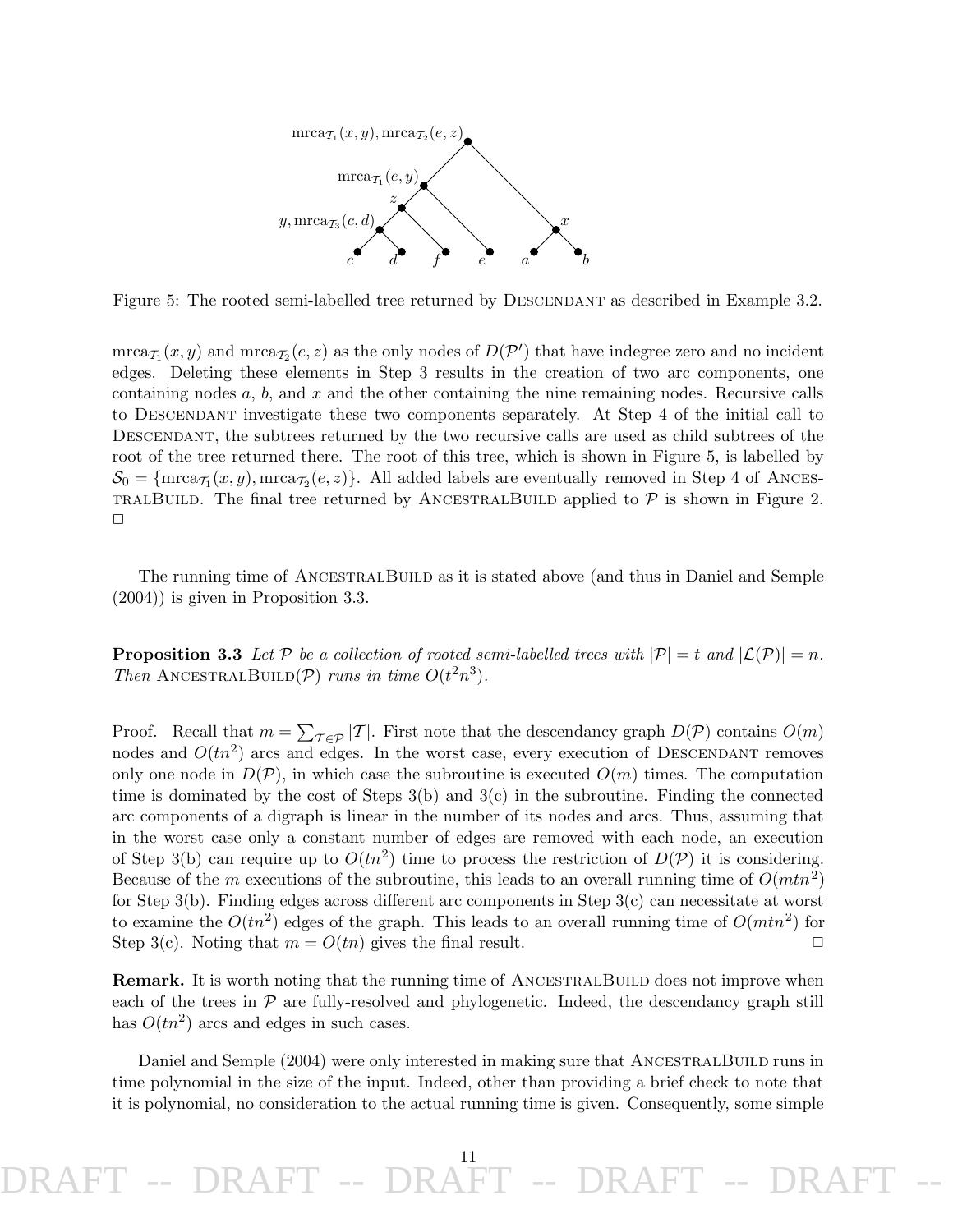Figure 5: The rooted semi-labelled tree returned by Descendant as described in Example 3.2.

$\text{mrca}_{\mathcal{T}_1}(x, y)$ and $\text{mrca}_{\mathcal{T}_2}(e, z)$ as the only nodes of $D(\mathcal{P}')$ that have indegree zero and no incident edges. Deleting these elements in Step 3 results in the creation of two arc components, one containing nodes $a$, $b$, and $x$ and the other containing the nine remaining nodes. Recursive calls to Descendant investigate these two components separately. At Step 4 of the initial call to Descendant, the subtrees returned by the two recursive calls are used as child subtrees of the root of the tree returned there. The root of this tree, which is shown in Figure 5, is labelled by $\mathcal{S}_0 = \{\text{mrca}_{\mathcal{T}_1}(x, y), \text{mrca}_{\mathcal{T}_2}(e, z)\}$. All added labels are eventually removed in Step 4 of AncestralBuild. The final tree returned by AncestralBuild applied to $\mathcal{P}$ is shown in Figure 2. □

The running time of AncestralBuild as it is stated above (and thus in Daniel and Semple (2004)) is given in Proposition 3.3.

**Proposition 3.3** *Let $\mathcal{P}$ be a collection of rooted semi-labelled trees with $|\mathcal{P}| = t$ and $|\mathcal{L}(\mathcal{P})| = n$. Then* AncestralBuild$(\mathcal{P})$ *runs in time $O(t^2n^3)$.*

Proof. Recall that $m = \sum_{\mathcal{T} \in \mathcal{P}} |\mathcal{T}|$. First note that the descendancy graph $D(\mathcal{P})$ contains $O(m)$ nodes and $O(tn^2)$ arcs and edges. In the worst case, every execution of Descendant removes only one node in $D(\mathcal{P})$, in which case the subroutine is executed $O(m)$ times. The computation time is dominated by the cost of Steps 3(b) and 3(c) in the subroutine. Finding the connected arc components of a digraph is linear in the number of its nodes and arcs. Thus, assuming that in the worst case only a constant number of edges are removed with each node, an execution of Step 3(b) can require up to $O(tn^2)$ time to process the restriction of $D(\mathcal{P})$ it is considering. Because of the $m$ executions of the subroutine, this leads to an overall running time of $O(mtn^2)$ for Step 3(b). Finding edges across different arc components in Step 3(c) can necessitate at worst to examine the $O(tn^2)$ edges of the graph. This leads to an overall running time of $O(mtn^2)$ for Step 3(c). Noting that $m = O(tn)$ gives the final result. □

**Remark.** It is worth noting that the running time of AncestralBuild does not improve when each of the trees in $\mathcal{P}$ are fully-resolved and phylogenetic. Indeed, the descendancy graph still has $O(tn^2)$ arcs and edges in such cases.

Daniel and Semple (2004) were only interested in making sure that AncestralBuild runs in time polynomial in the size of the input. Indeed, other than providing a brief check to note that it is polynomial, no consideration to the actual running time is given. Consequently, some simple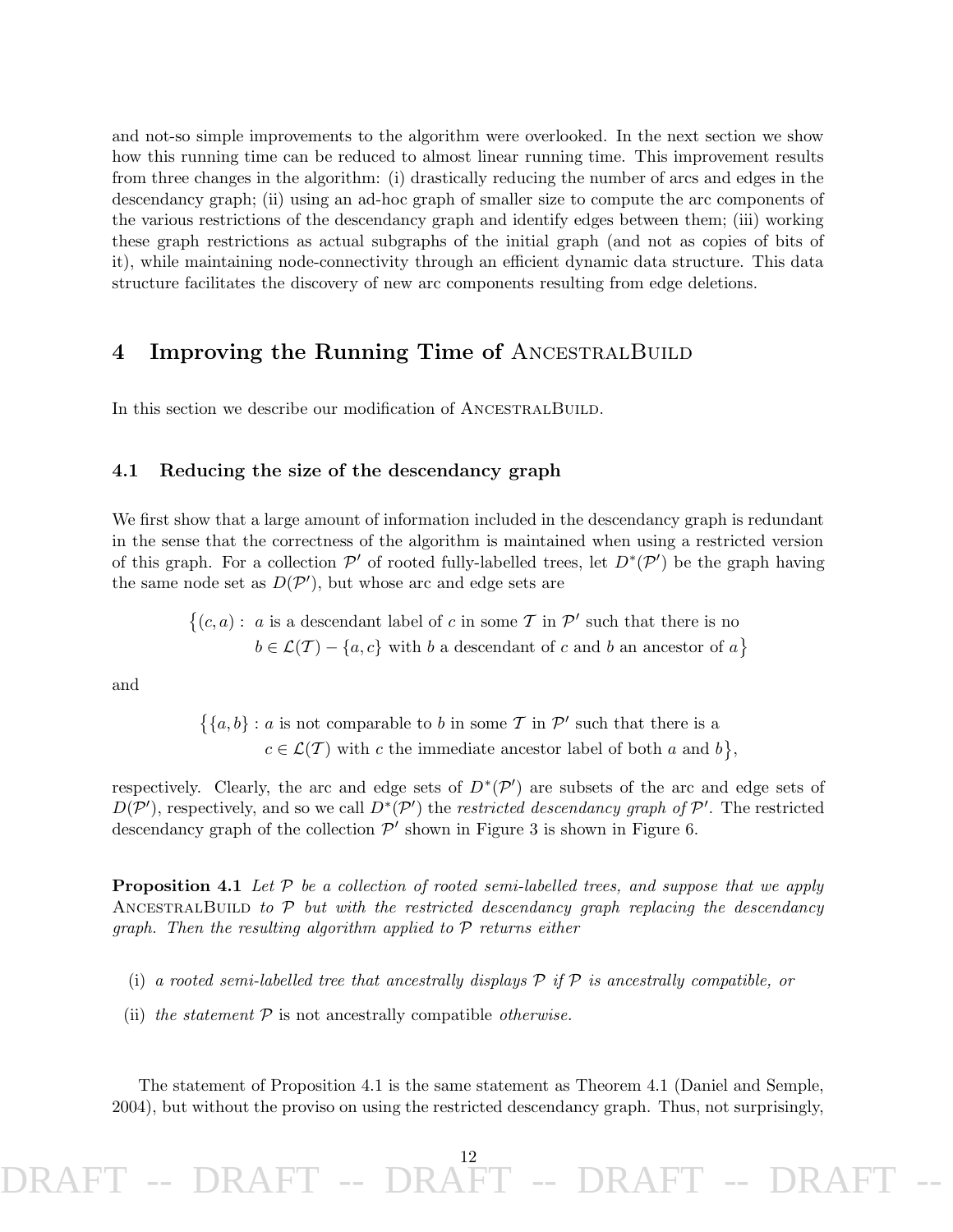and not-so simple improvements to the algorithm were overlooked. In the next section we show how this running time can be reduced to almost linear running time. This improvement results from three changes in the algorithm: (i) drastically reducing the number of arcs and edges in the descendancy graph; (ii) using an ad-hoc graph of smaller size to compute the arc components of the various restrictions of the descendancy graph and identify edges between them; (iii) working these graph restrictions as actual subgraphs of the initial graph (and not as copies of bits of it), while maintaining node-connectivity through an efficient dynamic data structure. This data structure facilitates the discovery of new arc components resulting from edge deletions.

# 4 Improving the Running Time of AncestralBuild

In this section we describe our modification of AncestralBuild.

## 4.1 Reducing the size of the descendancy graph

We first show that a large amount of information included in the descendancy graph is redundant in the sense that the correctness of the algorithm is maintained when using a restricted version of this graph. For a collection $\mathcal{P}'$ of rooted fully-labelled trees, let $D^*(\mathcal{P}')$ be the graph having the same node set as $D(\mathcal{P}')$, but whose arc and edge sets are

$$\big\{(c,a):\ a \text{ is a descendant label of } c \text{ in some } \mathcal{T} \text{ in } \mathcal{P}' \text{ such that there is no } b \in \mathcal{L}(\mathcal{T}) - \{a,c\} \text{ with } b \text{ a descendant of } c \text{ and } b \text{ an ancestor of } a\big\}$$

and

$$\big\{\{a,b\} : a \text{ is not comparable to } b \text{ in some } \mathcal{T} \text{ in } \mathcal{P}' \text{ such that there is a } c \in \mathcal{L}(\mathcal{T}) \text{ with } c \text{ the immediate ancestor label of both } a \text{ and } b\big\},$$

respectively. Clearly, the arc and edge sets of $D^*(\mathcal{P}')$ are subsets of the arc and edge sets of $D(\mathcal{P}')$, respectively, and so we call $D^*(\mathcal{P}')$ the *restricted descendancy graph of* $\mathcal{P}'$. The restricted descendancy graph of the collection $\mathcal{P}'$ shown in Figure 3 is shown in Figure 6.

**Proposition 4.1** *Let $\mathcal{P}$ be a collection of rooted semi-labelled trees, and suppose that we apply* AncestralBuild *to $\mathcal{P}$ but with the restricted descendancy graph replacing the descendancy graph. Then the resulting algorithm applied to $\mathcal{P}$ returns either*

(i) *a rooted semi-labelled tree that ancestrally displays $\mathcal{P}$ if $\mathcal{P}$ is ancestrally compatible, or*

(ii) *the statement* $\mathcal{P}$ is not ancestrally compatible *otherwise.*

The statement of Proposition 4.1 is the same statement as Theorem 4.1 (Daniel and Semple, 2004), but without the proviso on using the restricted descendancy graph. Thus, not surprisingly,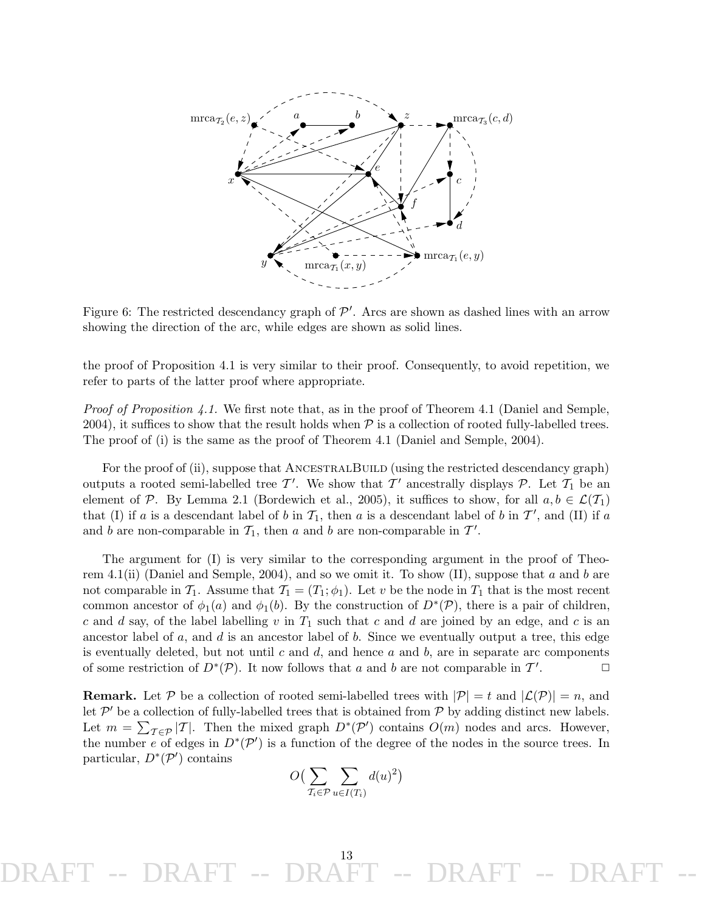Figure 6: The restricted descendancy graph of $\mathcal{P}'$. Arcs are shown as dashed lines with an arrow showing the direction of the arc, while edges are shown as solid lines.

the proof of Proposition 4.1 is very similar to their proof. Consequently, to avoid repetition, we refer to parts of the latter proof where appropriate.

*Proof of Proposition 4.1.* We first note that, as in the proof of Theorem 4.1 (Daniel and Semple, 2004), it suffices to show that the result holds when $\mathcal{P}$ is a collection of rooted fully-labelled trees. The proof of (i) is the same as the proof of Theorem 4.1 (Daniel and Semple, 2004).

For the proof of (ii), suppose that AncestralBuild (using the restricted descendancy graph) outputs a rooted semi-labelled tree $\mathcal{T}'$. We show that $\mathcal{T}'$ ancestrally displays $\mathcal{P}$. Let $\mathcal{T}_1$ be an element of $\mathcal{P}$. By Lemma 2.1 (Bordewich et al., 2005), it suffices to show, for all $a, b \in \mathcal{L}(\mathcal{T}_1)$ that (I) if $a$ is a descendant label of $b$ in $\mathcal{T}_1$, then $a$ is a descendant label of $b$ in $\mathcal{T}'$, and (II) if $a$ and $b$ are non-comparable in $\mathcal{T}_1$, then $a$ and $b$ are non-comparable in $\mathcal{T}'$.

The argument for (I) is very similar to the corresponding argument in the proof of Theorem 4.1(ii) (Daniel and Semple, 2004), and so we omit it. To show (II), suppose that $a$ and $b$ are not comparable in $\mathcal{T}_1$. Assume that $\mathcal{T}_1 = (T_1; \phi_1)$. Let $v$ be the node in $T_1$ that is the most recent common ancestor of $\phi_1(a)$ and $\phi_1(b)$. By the construction of $D^*(\mathcal{P})$, there is a pair of children, $c$ and $d$ say, of the label labelling $v$ in $T_1$ such that $c$ and $d$ are joined by an edge, and $c$ is an ancestor label of $a$, and $d$ is an ancestor label of $b$. Since we eventually output a tree, this edge is eventually deleted, but not until $c$ and $d$, and hence $a$ and $b$, are in separate arc components of some restriction of $D^*(\mathcal{P})$. It now follows that $a$ and $b$ are not comparable in $\mathcal{T}'$. □

**Remark.** Let $\mathcal{P}$ be a collection of rooted semi-labelled trees with $|\mathcal{P}| = t$ and $|\mathcal{L}(\mathcal{P})| = n$, and let $\mathcal{P}'$ be a collection of fully-labelled trees that is obtained from $\mathcal{P}$ by adding distinct new labels. Let $m = \sum_{\mathcal{T} \in \mathcal{P}} |\mathcal{T}|$. Then the mixed graph $D^*(\mathcal{P}')$ contains $O(m)$ nodes and arcs. However, the number $e$ of edges in $D^*(\mathcal{P}')$ is a function of the degree of the nodes in the source trees. In particular, $D^*(\mathcal{P}')$ contains

$$O\big(\sum_{\mathcal{T}_i \in \mathcal{P}} \sum_{u \in I(T_i)} d(u)^2\big)$$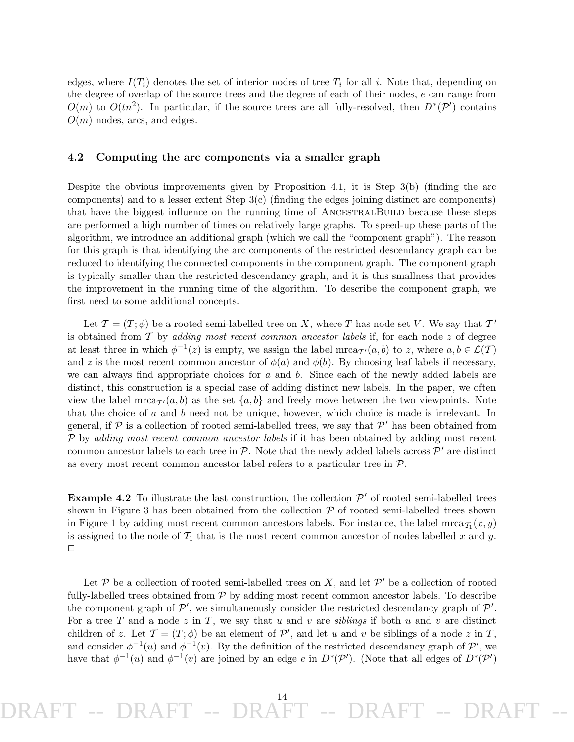edges, where $I(T_i)$ denotes the set of interior nodes of tree $T_i$ for all $i$. Note that, depending on the degree of overlap of the source trees and the degree of each of their nodes, $e$ can range from $O(m)$ to $O(tn^2)$. In particular, if the source trees are all fully-resolved, then $D^*(\mathcal{P}')$ contains $O(m)$ nodes, arcs, and edges.

### 4.2 Computing the arc components via a smaller graph

Despite the obvious improvements given by Proposition 4.1, it is Step 3(b) (finding the arc components) and to a lesser extent Step 3(c) (finding the edges joining distinct arc components) that have the biggest influence on the running time of AncestralBuild because these steps are performed a high number of times on relatively large graphs. To speed-up these parts of the algorithm, we introduce an additional graph (which we call the "component graph"). The reason for this graph is that identifying the arc components of the restricted descendancy graph can be reduced to identifying the connected components in the component graph. The component graph is typically smaller than the restricted descendancy graph, and it is this smallness that provides the improvement in the running time of the algorithm. To describe the component graph, we first need to some additional concepts.

Let $\mathcal{T} = (T; \phi)$ be a rooted semi-labelled tree on $X$, where $T$ has node set $V$. We say that $\mathcal{T}'$ is obtained from $\mathcal{T}$ by *adding most recent common ancestor labels* if, for each node $z$ of degree at least three in which $\phi^{-1}(z)$ is empty, we assign the label $\mathrm{mrca}_{\mathcal{T}'}(a, b)$ to $z$, where $a, b \in \mathcal{L}(\mathcal{T})$ and $z$ is the most recent common ancestor of $\phi(a)$ and $\phi(b)$. By choosing leaf labels if necessary, we can always find appropriate choices for $a$ and $b$. Since each of the newly added labels are distinct, this construction is a special case of adding distinct new labels. In the paper, we often view the label $\mathrm{mrca}_{\mathcal{T}'}(a, b)$ as the set $\{a, b\}$ and freely move between the two viewpoints. Note that the choice of $a$ and $b$ need not be unique, however, which choice is made is irrelevant. In general, if $\mathcal{P}$ is a collection of rooted semi-labelled trees, we say that $\mathcal{P}'$ has been obtained from $\mathcal{P}$ by *adding most recent common ancestor labels* if it has been obtained by adding most recent common ancestor labels to each tree in $\mathcal{P}$. Note that the newly added labels across $\mathcal{P}'$ are distinct as every most recent common ancestor label refers to a particular tree in $\mathcal{P}$.

**Example 4.2** To illustrate the last construction, the collection $\mathcal{P}'$ of rooted semi-labelled trees shown in Figure 3 has been obtained from the collection $\mathcal{P}$ of rooted semi-labelled trees shown in Figure 1 by adding most recent common ancestors labels. For instance, the label $\mathrm{mrca}_{\mathcal{T}_1}(x, y)$ is assigned to the node of $\mathcal{T}_1$ that is the most recent common ancestor of nodes labelled $x$ and $y$. □

Let $\mathcal{P}$ be a collection of rooted semi-labelled trees on $X$, and let $\mathcal{P}'$ be a collection of rooted fully-labelled trees obtained from $\mathcal{P}$ by adding most recent common ancestor labels. To describe the component graph of $\mathcal{P}'$, we simultaneously consider the restricted descendancy graph of $\mathcal{P}'$. For a tree $T$ and a node $z$ in $T$, we say that $u$ and $v$ are *siblings* if both $u$ and $v$ are distinct children of $z$. Let $\mathcal{T} = (T; \phi)$ be an element of $\mathcal{P}'$, and let $u$ and $v$ be siblings of a node $z$ in $T$, and consider $\phi^{-1}(u)$ and $\phi^{-1}(v)$. By the definition of the restricted descendancy graph of $\mathcal{P}'$, we have that $\phi^{-1}(u)$ and $\phi^{-1}(v)$ are joined by an edge $e$ in $D^*(\mathcal{P}')$. (Note that all edges of $D^*(\mathcal{P}')$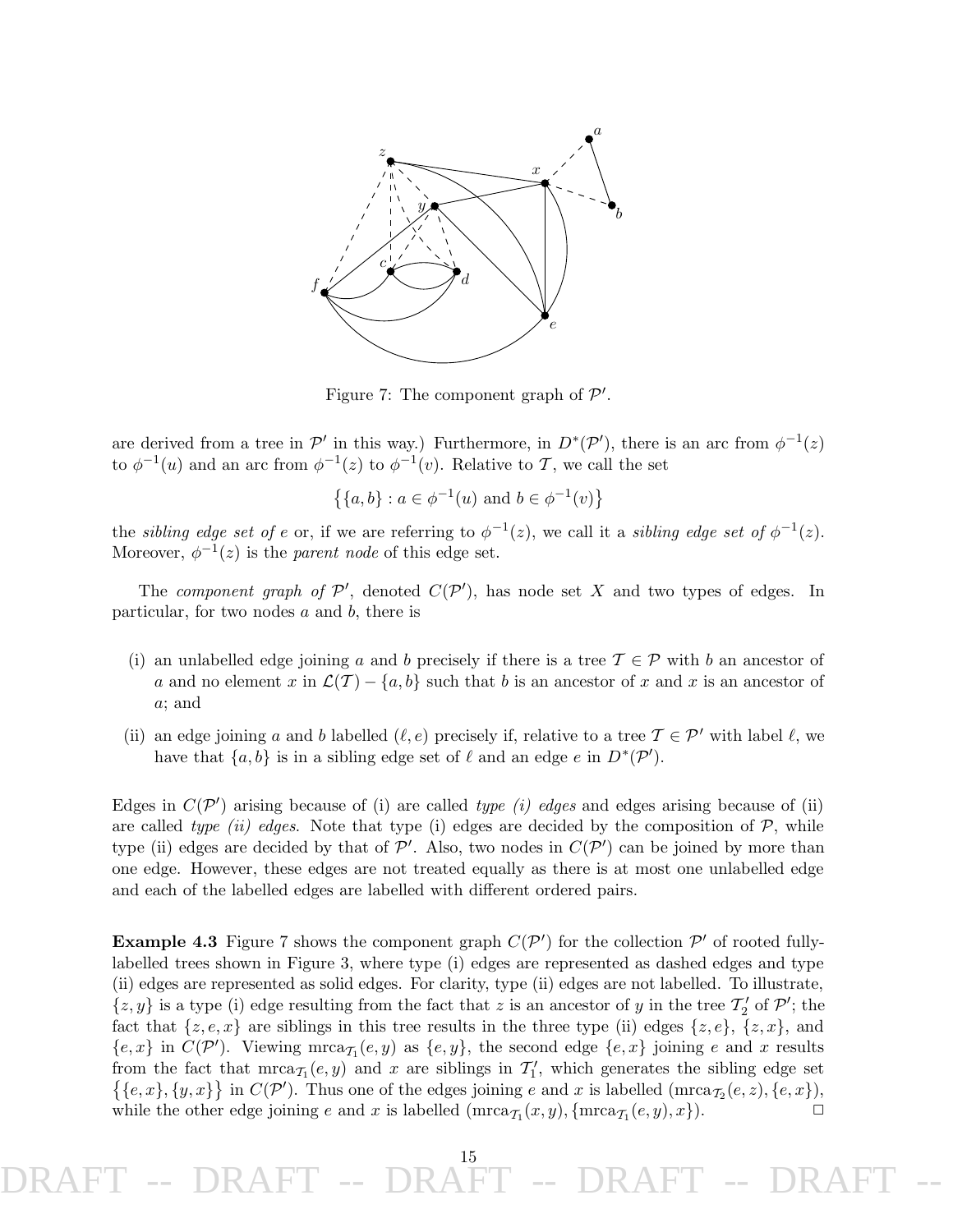Figure 7: The component graph of $\mathcal{P}'$.

are derived from a tree in $\mathcal{P}'$ in this way.) Furthermore, in $D^*(\mathcal{P}')$, there is an arc from $\phi^{-1}(z)$ to $\phi^{-1}(u)$ and an arc from $\phi^{-1}(z)$ to $\phi^{-1}(v)$. Relative to $\mathcal{T}$, we call the set

$$\big\{\{a, b\} : a \in \phi^{-1}(u) \text{ and } b \in \phi^{-1}(v)\big\}$$

the *sibling edge set of* $e$ or, if we are referring to $\phi^{-1}(z)$, we call it a *sibling edge set of* $\phi^{-1}(z)$. Moreover, $\phi^{-1}(z)$ is the *parent node* of this edge set.

The *component graph of* $\mathcal{P}'$, denoted $C(\mathcal{P}')$, has node set $X$ and two types of edges. In particular, for two nodes $a$ and $b$, there is

(i) an unlabelled edge joining $a$ and $b$ precisely if there is a tree $\mathcal{T} \in \mathcal{P}$ with $b$ an ancestor of $a$ and no element $x$ in $\mathcal{L}(\mathcal{T}) - \{a, b\}$ such that $b$ is an ancestor of $x$ and $x$ is an ancestor of $a$; and

(ii) an edge joining $a$ and $b$ labelled $(\ell, e)$ precisely if, relative to a tree $\mathcal{T} \in \mathcal{P}'$ with label $\ell$, we have that $\{a, b\}$ is in a sibling edge set of $\ell$ and an edge $e$ in $D^*(\mathcal{P}')$.

Edges in $C(\mathcal{P}')$ arising because of (i) are called *type (i) edges* and edges arising because of (ii) are called *type (ii) edges*. Note that type (i) edges are decided by the composition of $\mathcal{P}$, while type (ii) edges are decided by that of $\mathcal{P}'$. Also, two nodes in $C(\mathcal{P}')$ can be joined by more than one edge. However, these edges are not treated equally as there is at most one unlabelled edge and each of the labelled edges are labelled with different ordered pairs.

**Example 4.3** Figure 7 shows the component graph $C(\mathcal{P}')$ for the collection $\mathcal{P}'$ of rooted fully-labelled trees shown in Figure 3, where type (i) edges are represented as dashed edges and type (ii) edges are represented as solid edges. For clarity, type (ii) edges are not labelled. To illustrate, $\{z, y\}$ is a type (i) edge resulting from the fact that $z$ is an ancestor of $y$ in the tree $\mathcal{T}_2'$ of $\mathcal{P}'$; the fact that $\{z, e, x\}$ are siblings in this tree results in the three type (ii) edges $\{z, e\}$, $\{z, x\}$, and $\{e, x\}$ in $C(\mathcal{P}')$. Viewing $\mathrm{mrca}_{\mathcal{T}_1}(e, y)$ as $\{e, y\}$, the second edge $\{e, x\}$ joining $e$ and $x$ results from the fact that $\mathrm{mrca}_{\mathcal{T}_1}(e, y)$ and $x$ are siblings in $\mathcal{T}_1'$, which generates the sibling edge set $\big\{\{e, x\}, \{y, x\}\big\}$ in $C(\mathcal{P}')$. Thus one of the edges joining $e$ and $x$ is labelled $(\mathrm{mrca}_{\mathcal{T}_2}(e, z), \{e, x\})$, while the other edge joining $e$ and $x$ is labelled $(\mathrm{mrca}_{\mathcal{T}_1}(x, y), \{\mathrm{mrca}_{\mathcal{T}_1}(e, y), x\})$. □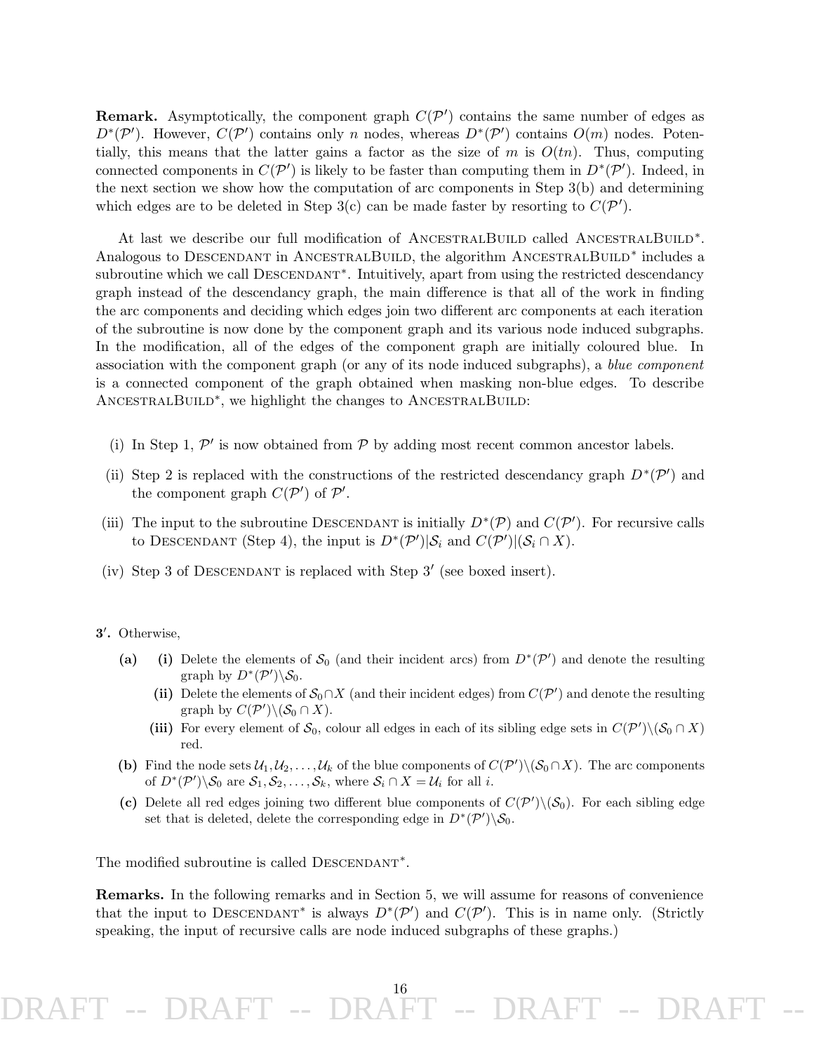**Remark.** Asymptotically, the component graph $C(\mathcal{P}')$ contains the same number of edges as $D^*(\mathcal{P}')$. However, $C(\mathcal{P}')$ contains only $n$ nodes, whereas $D^*(\mathcal{P}')$ contains $O(m)$ nodes. Potentially, this means that the latter gains a factor as the size of $m$ is $O(tn)$. Thus, computing connected components in $C(\mathcal{P}')$ is likely to be faster than computing them in $D^*(\mathcal{P}')$. Indeed, in the next section we show how the computation of arc components in Step 3(b) and determining which edges are to be deleted in Step 3(c) can be made faster by resorting to $C(\mathcal{P}')$.

At last we describe our full modification of AncestralBuild called AncestralBuild$^*$. Analogous to Descendant in AncestralBuild, the algorithm AncestralBuild$^*$ includes a subroutine which we call Descendant$^*$. Intuitively, apart from using the restricted descendancy graph instead of the descendancy graph, the main difference is that all of the work in finding the arc components and deciding which edges join two different arc components at each iteration of the subroutine is now done by the component graph and its various node induced subgraphs. In the modification, all of the edges of the component graph are initially coloured blue. In association with the component graph (or any of its node induced subgraphs), a *blue component* is a connected component of the graph obtained when masking non-blue edges. To describe AncestralBuild$^*$, we highlight the changes to AncestralBuild:

(i) In Step 1, $\mathcal{P}'$ is now obtained from $\mathcal{P}$ by adding most recent common ancestor labels.

(ii) Step 2 is replaced with the constructions of the restricted descendancy graph $D^*(\mathcal{P}')$ and the component graph $C(\mathcal{P}')$ of $\mathcal{P}'$.

(iii) The input to the subroutine Descendant is initially $D^*(\mathcal{P})$ and $C(\mathcal{P}')$. For recursive calls to Descendant (Step 4), the input is $D^*(\mathcal{P}')|\mathcal{S}_i$ and $C(\mathcal{P}')|(\mathcal{S}_i \cap X)$.

(iv) Step 3 of Descendant is replaced with Step $3'$ (see boxed insert).

**3$'$.** Otherwise,

- **(a)** **(i)** Delete the elements of $\mathcal{S}_0$ (and their incident arcs) from $D^*(\mathcal{P}')$ and denote the resulting graph by $D^*(\mathcal{P}')\backslash\mathcal{S}_0$.
  - **(ii)** Delete the elements of $\mathcal{S}_0 \cap X$ (and their incident edges) from $C(\mathcal{P}')$ and denote the resulting graph by $C(\mathcal{P}')\backslash(\mathcal{S}_0 \cap X)$.
  - **(iii)** For every element of $\mathcal{S}_0$, colour all edges in each of its sibling edge sets in $C(\mathcal{P}')\backslash(\mathcal{S}_0 \cap X)$ red.
- **(b)** Find the node sets $\mathcal{U}_1, \mathcal{U}_2, \ldots, \mathcal{U}_k$ of the blue components of $C(\mathcal{P}')\backslash(\mathcal{S}_0 \cap X)$. The arc components of $D^*(\mathcal{P}')\backslash\mathcal{S}_0$ are $\mathcal{S}_1, \mathcal{S}_2, \ldots, \mathcal{S}_k$, where $\mathcal{S}_i \cap X = \mathcal{U}_i$ for all $i$.
- **(c)** Delete all red edges joining two different blue components of $C(\mathcal{P}')\backslash(\mathcal{S}_0)$. For each sibling edge set that is deleted, delete the corresponding edge in $D^*(\mathcal{P}')\backslash\mathcal{S}_0$.

The modified subroutine is called Descendant$^*$.

**Remarks.** In the following remarks and in Section 5, we will assume for reasons of convenience that the input to Descendant$^*$ is always $D^*(\mathcal{P}')$ and $C(\mathcal{P}')$. This is in name only. (Strictly speaking, the input of recursive calls are node induced subgraphs of these graphs.)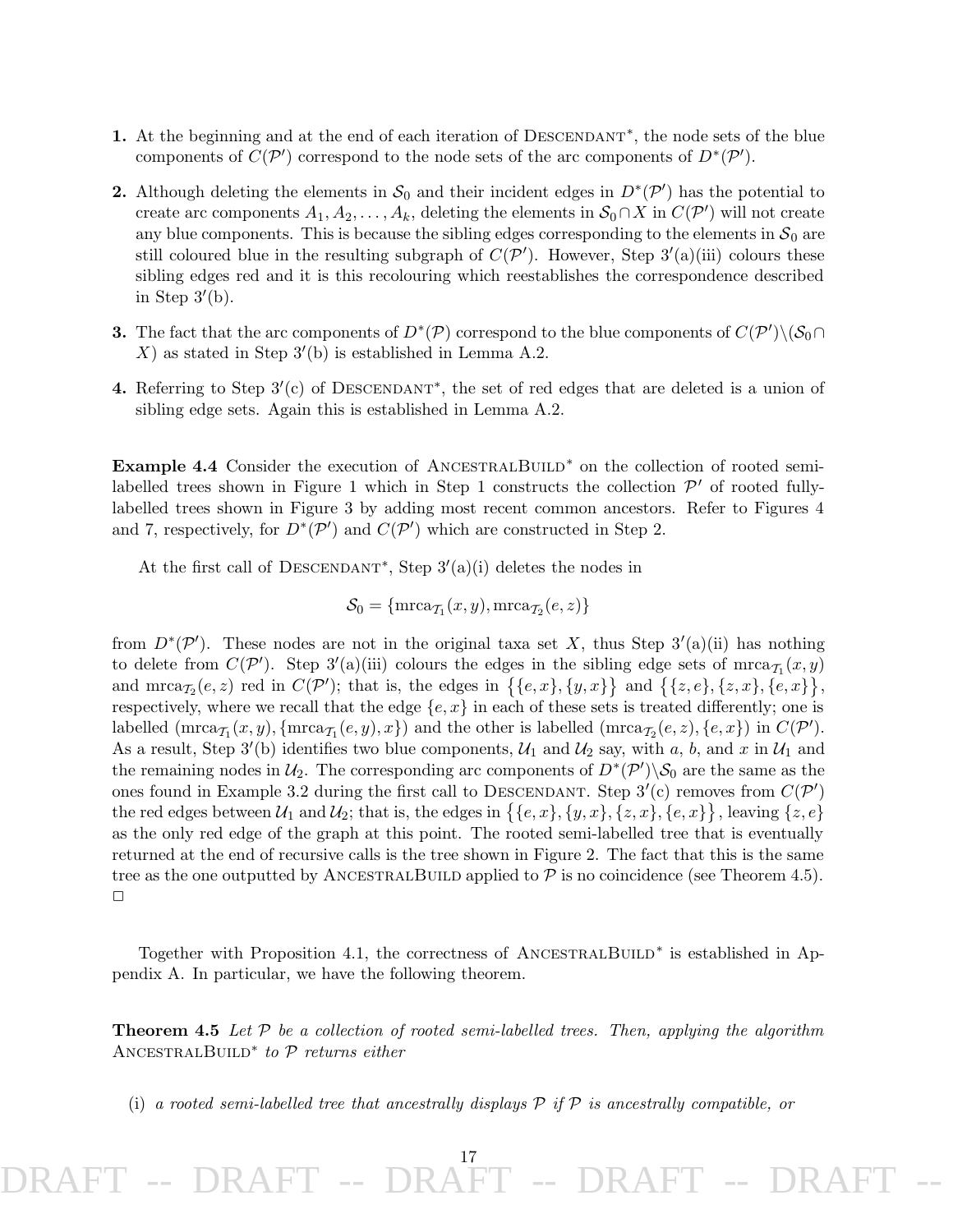**1.** At the beginning and at the end of each iteration of DESCENDANT*, the node sets of the blue components of $C(\mathcal{P}')$ correspond to the node sets of the arc components of $D^*(\mathcal{P}')$.

**2.** Although deleting the elements in $\mathcal{S}_0$ and their incident edges in $D^*(\mathcal{P}')$ has the potential to create arc components $A_1, A_2, \ldots, A_k$, deleting the elements in $\mathcal{S}_0 \cap X$ in $C(\mathcal{P}')$ will not create any blue components. This is because the sibling edges corresponding to the elements in $\mathcal{S}_0$ are still coloured blue in the resulting subgraph of $C(\mathcal{P}')$. However, Step 3′(a)(iii) colours these sibling edges red and it is this recolouring which reestablishes the correspondence described in Step 3′(b).

**3.** The fact that the arc components of $D^*(\mathcal{P})$ correspond to the blue components of $C(\mathcal{P}')\backslash(\mathcal{S}_0 \cap X)$ as stated in Step 3′(b) is established in Lemma A.2.

**4.** Referring to Step 3′(c) of DESCENDANT*, the set of red edges that are deleted is a union of sibling edge sets. Again this is established in Lemma A.2.

**Example 4.4** Consider the execution of ANCESTRALBUILD* on the collection of rooted semi-labelled trees shown in Figure 1 which in Step 1 constructs the collection $\mathcal{P}'$ of rooted fully-labelled trees shown in Figure 3 by adding most recent common ancestors. Refer to Figures 4 and 7, respectively, for $D^*(\mathcal{P}')$ and $C(\mathcal{P}')$ which are constructed in Step 2.

At the first call of DESCENDANT*, Step 3′(a)(i) deletes the nodes in

$$\mathcal{S}_0 = \{\mathrm{mrca}_{\mathcal{T}_1}(x, y), \mathrm{mrca}_{\mathcal{T}_2}(e, z)\}$$

from $D^*(\mathcal{P}')$. These nodes are not in the original taxa set $X$, thus Step 3′(a)(ii) has nothing to delete from $C(\mathcal{P}')$. Step 3′(a)(iii) colours the edges in the sibling edge sets of $\mathrm{mrca}_{\mathcal{T}_1}(x, y)$ and $\mathrm{mrca}_{\mathcal{T}_2}(e, z)$ red in $C(\mathcal{P}')$; that is, the edges in $\big\{\{e, x\}, \{y, x\}\big\}$ and $\big\{\{z, e\}, \{z, x\}, \{e, x\}\big\}$, respectively, where we recall that the edge $\{e, x\}$ in each of these sets is treated differently; one is labelled $(\mathrm{mrca}_{\mathcal{T}_1}(x, y), \{\mathrm{mrca}_{\mathcal{T}_1}(e, y), x\})$ and the other is labelled $(\mathrm{mrca}_{\mathcal{T}_2}(e, z), \{e, x\})$ in $C(\mathcal{P}')$. As a result, Step 3′(b) identifies two blue components, $\mathcal{U}_1$ and $\mathcal{U}_2$ say, with $a$, $b$, and $x$ in $\mathcal{U}_1$ and the remaining nodes in $\mathcal{U}_2$. The corresponding arc components of $D^*(\mathcal{P}')\backslash\mathcal{S}_0$ are the same as the ones found in Example 3.2 during the first call to DESCENDANT. Step 3′(c) removes from $C(\mathcal{P}')$ the red edges between $\mathcal{U}_1$ and $\mathcal{U}_2$; that is, the edges in $\big\{\{e, x\}, \{y, x\}, \{z, x\}, \{e, x\}\big\}$, leaving $\{z, e\}$ as the only red edge of the graph at this point. The rooted semi-labelled tree that is eventually returned at the end of recursive calls is the tree shown in Figure 2. The fact that this is the same tree as the one outputted by ANCESTRALBUILD applied to $\mathcal{P}$ is no coincidence (see Theorem 4.5). □

Together with Proposition 4.1, the correctness of ANCESTRALBUILD* is established in Appendix A. In particular, we have the following theorem.

**Theorem 4.5** *Let $\mathcal{P}$ be a collection of rooted semi-labelled trees. Then, applying the algorithm* ANCESTRALBUILD* *to $\mathcal{P}$ returns either*

(i) *a rooted semi-labelled tree that ancestrally displays $\mathcal{P}$ if $\mathcal{P}$ is ancestrally compatible, or*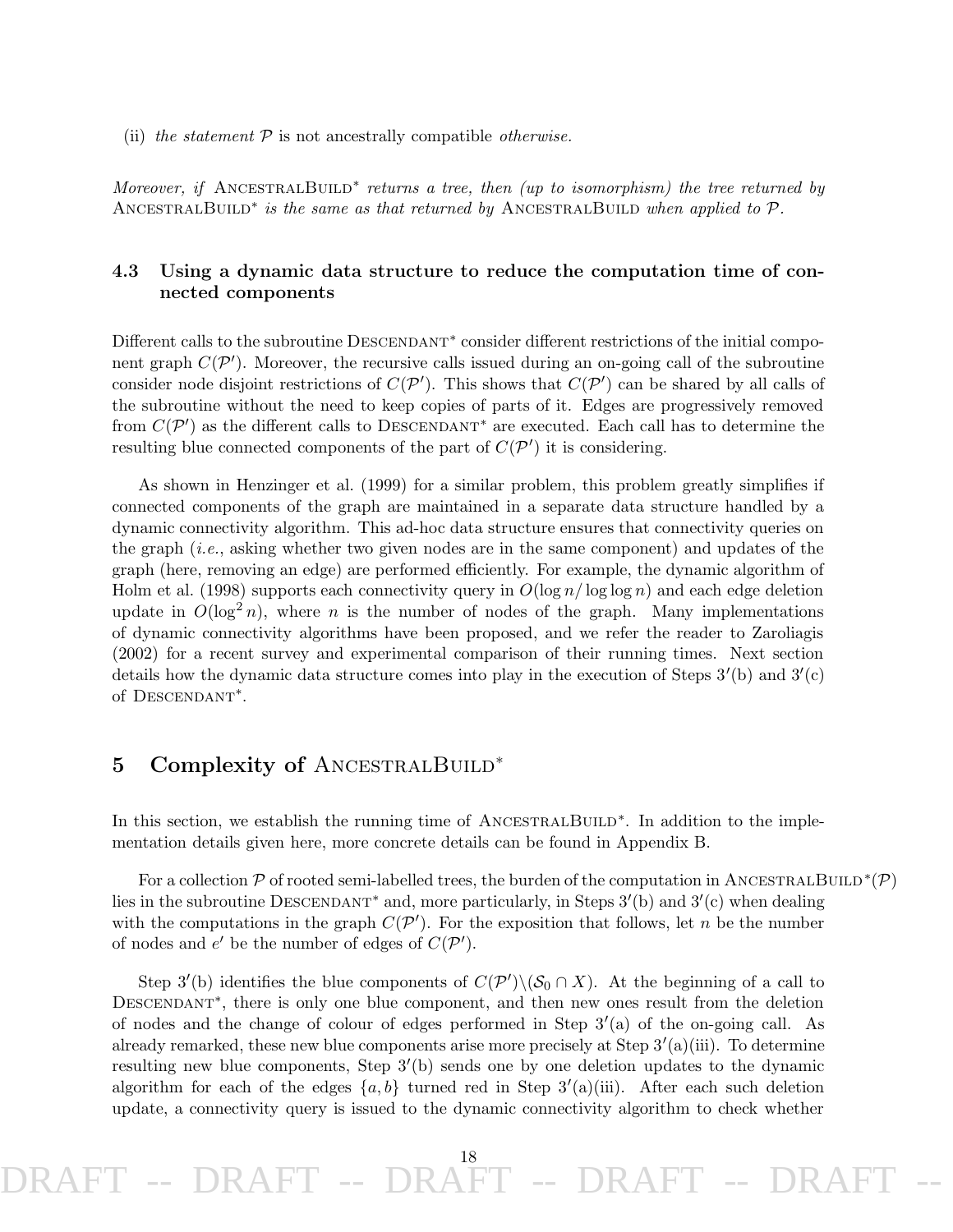(ii) *the statement* $\mathcal{P}$ *is not* ancestrally compatible *otherwise.*

*Moreover, if* AncestralBuild* *returns a tree, then (up to isomorphism) the tree returned by* AncestralBuild* *is the same as that returned by* AncestralBuild *when applied to* $\mathcal{P}$*.*

### 4.3 Using a dynamic data structure to reduce the computation time of connected components

Different calls to the subroutine Descendant* consider different restrictions of the initial component graph $C(\mathcal{P}')$. Moreover, the recursive calls issued during an on-going call of the subroutine consider node disjoint restrictions of $C(\mathcal{P}')$. This shows that $C(\mathcal{P}')$ can be shared by all calls of the subroutine without the need to keep copies of parts of it. Edges are progressively removed from $C(\mathcal{P}')$ as the different calls to Descendant* are executed. Each call has to determine the resulting blue connected components of the part of $C(\mathcal{P}')$ it is considering.

As shown in Henzinger et al. (1999) for a similar problem, this problem greatly simplifies if connected components of the graph are maintained in a separate data structure handled by a dynamic connectivity algorithm. This ad-hoc data structure ensures that connectivity queries on the graph (*i.e.*, asking whether two given nodes are in the same component) and updates of the graph (here, removing an edge) are performed efficiently. For example, the dynamic algorithm of Holm et al. (1998) supports each connectivity query in $O(\log n / \log\log n)$ and each edge deletion update in $O(\log^2 n)$, where $n$ is the number of nodes of the graph. Many implementations of dynamic connectivity algorithms have been proposed, and we refer the reader to Zaroliagis (2002) for a recent survey and experimental comparison of their running times. Next section details how the dynamic data structure comes into play in the execution of Steps $3'$(b) and $3'$(c) of Descendant*.

## 5 Complexity of AncestralBuild*

In this section, we establish the running time of AncestralBuild*. In addition to the implementation details given here, more concrete details can be found in Appendix B.

For a collection $\mathcal{P}$ of rooted semi-labelled trees, the burden of the computation in AncestralBuild*($\mathcal{P}$) lies in the subroutine Descendant* and, more particularly, in Steps $3'$(b) and $3'$(c) when dealing with the computations in the graph $C(\mathcal{P}')$. For the exposition that follows, let $n$ be the number of nodes and $e'$ be the number of edges of $C(\mathcal{P}')$.

Step $3'$(b) identifies the blue components of $C(\mathcal{P}')\backslash(\mathcal{S}_0 \cap X)$. At the beginning of a call to Descendant*, there is only one blue component, and then new ones result from the deletion of nodes and the change of colour of edges performed in Step $3'$(a) of the on-going call. As already remarked, these new blue components arise more precisely at Step $3'$(a)(iii). To determine resulting new blue components, Step $3'$(b) sends one by one deletion updates to the dynamic algorithm for each of the edges $\{a, b\}$ turned red in Step $3'$(a)(iii). After each such deletion update, a connectivity query is issued to the dynamic connectivity algorithm to check whether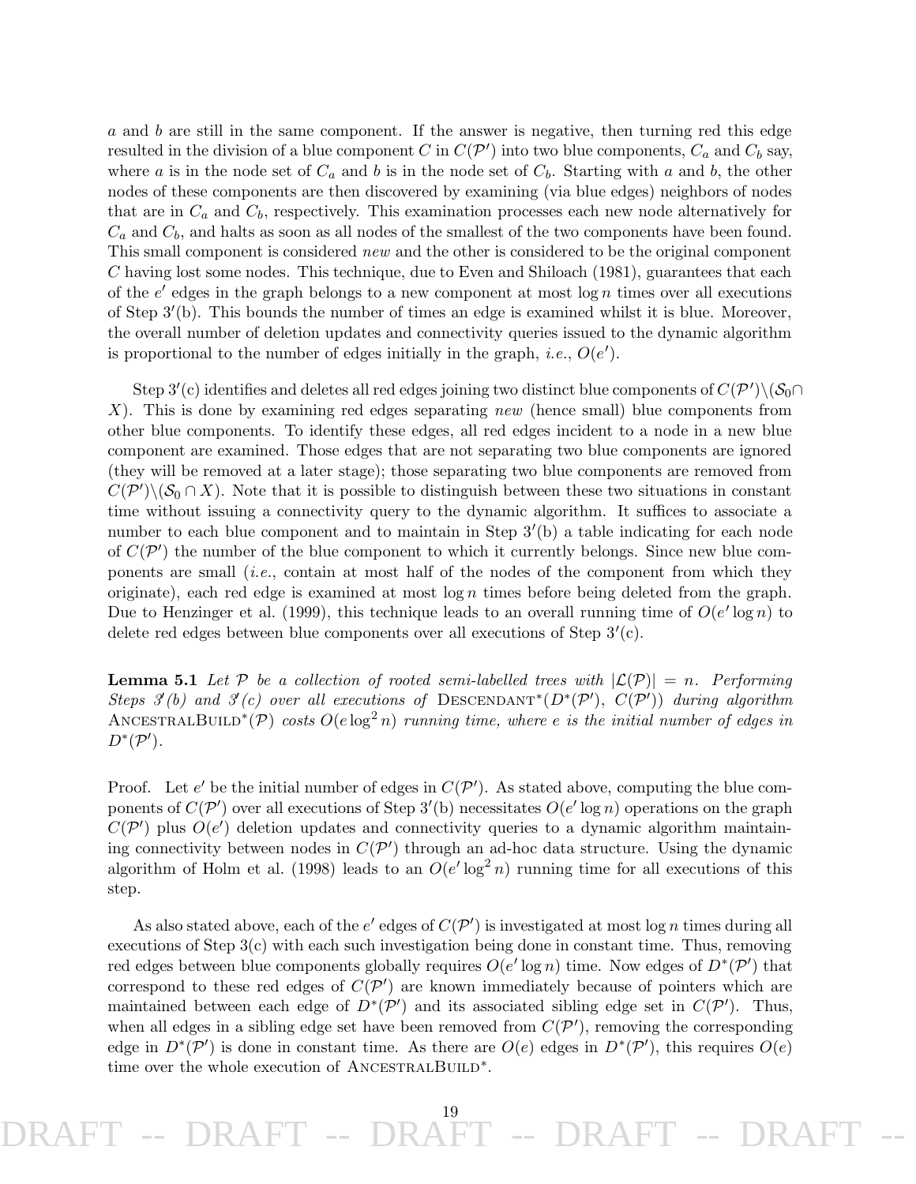$a$ and $b$ are still in the same component. If the answer is negative, then turning red this edge resulted in the division of a blue component $C$ in $C(\mathcal{P}')$ into two blue components, $C_a$ and $C_b$ say, where $a$ is in the node set of $C_a$ and $b$ is in the node set of $C_b$. Starting with $a$ and $b$, the other nodes of these components are then discovered by examining (via blue edges) neighbors of nodes that are in $C_a$ and $C_b$, respectively. This examination processes each new node alternatively for $C_a$ and $C_b$, and halts as soon as all nodes of the smallest of the two components have been found. This small component is considered *new* and the other is considered to be the original component $C$ having lost some nodes. This technique, due to Even and Shiloach (1981), guarantees that each of the $e'$ edges in the graph belongs to a new component at most $\log n$ times over all executions of Step $3'$(b). This bounds the number of times an edge is examined whilst it is blue. Moreover, the overall number of deletion updates and connectivity queries issued to the dynamic algorithm is proportional to the number of edges initially in the graph, *i.e.*, $O(e')$.

Step $3'$(c) identifies and deletes all red edges joining two distinct blue components of $C(\mathcal{P}')\backslash(\mathcal{S}_0\cap X)$. This is done by examining red edges separating *new* (hence small) blue components from other blue components. To identify these edges, all red edges incident to a node in a new blue component are examined. Those edges that are not separating two blue components are ignored (they will be removed at a later stage); those separating two blue components are removed from $C(\mathcal{P}')\backslash(\mathcal{S}_0 \cap X)$. Note that it is possible to distinguish between these two situations in constant time without issuing a connectivity query to the dynamic algorithm. It suffices to associate a number to each blue component and to maintain in Step $3'$(b) a table indicating for each node of $C(\mathcal{P}')$ the number of the blue component to which it currently belongs. Since new blue components are small (*i.e.*, contain at most half of the nodes of the component from which they originate), each red edge is examined at most $\log n$ times before being deleted from the graph. Due to Henzinger et al. (1999), this technique leads to an overall running time of $O(e' \log n)$ to delete red edges between blue components over all executions of Step $3'$(c).

**Lemma 5.1** *Let $\mathcal{P}$ be a collection of rooted semi-labelled trees with $|\mathcal{L}(\mathcal{P})| = n$. Performing Steps $3'$(b) and $3'$(c) over all executions of* DESCENDANT$^*(D^*(\mathcal{P}'), C(\mathcal{P}'))$ *during algorithm* ANCESTRALBUILD$^*(\mathcal{P})$ *costs $O(e \log^2 n)$ running time, where $e$ is the initial number of edges in $D^*(\mathcal{P}')$.*

Proof. Let $e'$ be the initial number of edges in $C(\mathcal{P}')$. As stated above, computing the blue components of $C(\mathcal{P}')$ over all executions of Step $3'$(b) necessitates $O(e' \log n)$ operations on the graph $C(\mathcal{P}')$ plus $O(e')$ deletion updates and connectivity queries to a dynamic algorithm maintaining connectivity between nodes in $C(\mathcal{P}')$ through an ad-hoc data structure. Using the dynamic algorithm of Holm et al. (1998) leads to an $O(e' \log^2 n)$ running time for all executions of this step.

As also stated above, each of the $e'$ edges of $C(\mathcal{P}')$ is investigated at most $\log n$ times during all executions of Step 3(c) with each such investigation being done in constant time. Thus, removing red edges between blue components globally requires $O(e' \log n)$ time. Now edges of $D^*(\mathcal{P}')$ that correspond to these red edges of $C(\mathcal{P}')$ are known immediately because of pointers which are maintained between each edge of $D^*(\mathcal{P}')$ and its associated sibling edge set in $C(\mathcal{P}')$. Thus, when all edges in a sibling edge set have been removed from $C(\mathcal{P}')$, removing the corresponding edge in $D^*(\mathcal{P}')$ is done in constant time. As there are $O(e)$ edges in $D^*(\mathcal{P}')$, this requires $O(e)$ time over the whole execution of ANCESTRALBUILD$^*$.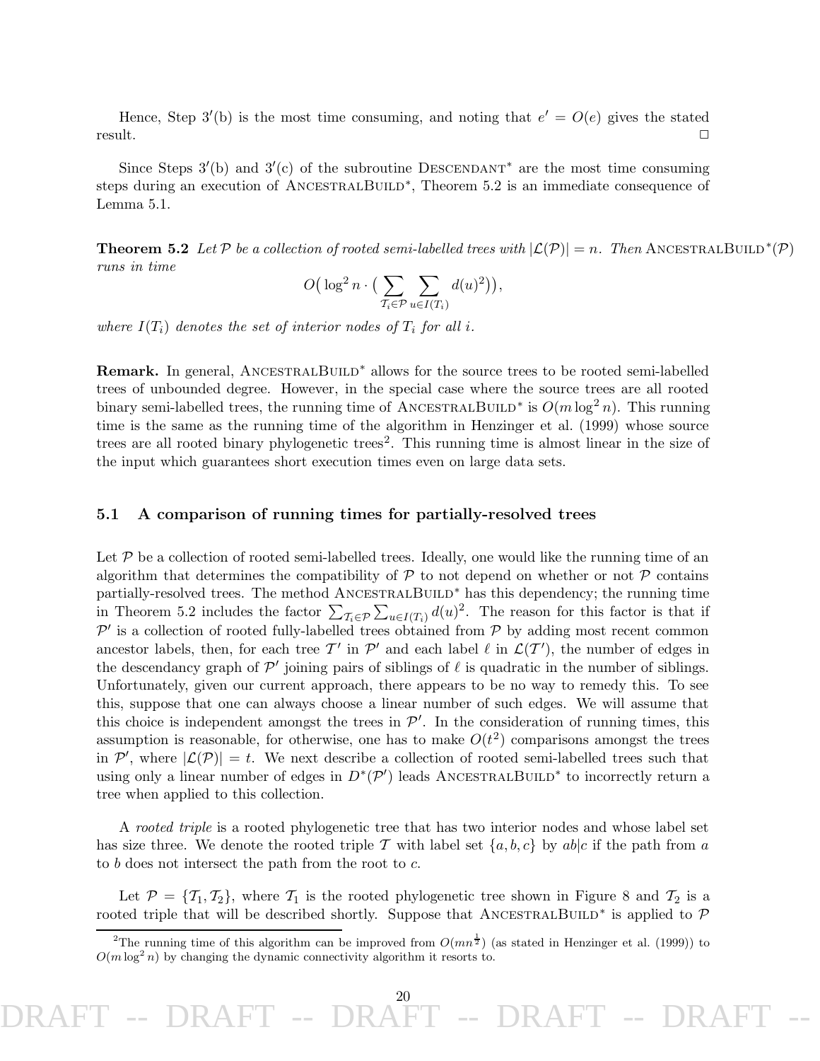Hence, Step 3′(b) is the most time consuming, and noting that $e' = O(e)$ gives the stated result. □

Since Steps 3′(b) and 3′(c) of the subroutine DESCENDANT* are the most time consuming steps during an execution of ANCESTRALBUILD*, Theorem 5.2 is an immediate consequence of Lemma 5.1.

**Theorem 5.2** *Let $\mathcal{P}$ be a collection of rooted semi-labelled trees with $|\mathcal{L}(\mathcal{P})| = n$. Then* ANCESTRALBUILD*($\mathcal{P}$) *runs in time*

$$O\big(\log^2 n \cdot \big(\sum_{\mathcal{T}_i \in \mathcal{P}} \sum_{u \in I(T_i)} d(u)^2\big)\big),$$

*where $I(T_i)$ denotes the set of interior nodes of $T_i$ for all $i$.*

**Remark.** In general, ANCESTRALBUILD* allows for the source trees to be rooted semi-labelled trees of unbounded degree. However, in the special case where the source trees are all rooted binary semi-labelled trees, the running time of ANCESTRALBUILD* is $O(m \log^2 n)$. This running time is the same as the running time of the algorithm in Henzinger et al. (1999) whose source trees are all rooted binary phylogenetic trees[2]. This running time is almost linear in the size of the input which guarantees short execution times even on large data sets.

## 5.1 A comparison of running times for partially-resolved trees

Let $\mathcal{P}$ be a collection of rooted semi-labelled trees. Ideally, one would like the running time of an algorithm that determines the compatibility of $\mathcal{P}$ to not depend on whether or not $\mathcal{P}$ contains partially-resolved trees. The method ANCESTRALBUILD* has this dependency; the running time in Theorem 5.2 includes the factor $\sum_{\mathcal{T}_i \in \mathcal{P}} \sum_{u \in I(T_i)} d(u)^2$. The reason for this factor is that if $\mathcal{P}'$ is a collection of rooted fully-labelled trees obtained from $\mathcal{P}$ by adding most recent common ancestor labels, then, for each tree $\mathcal{T}'$ in $\mathcal{P}'$ and each label $\ell$ in $\mathcal{L}(\mathcal{T}')$, the number of edges in the descendancy graph of $\mathcal{P}'$ joining pairs of siblings of $\ell$ is quadratic in the number of siblings. Unfortunately, given our current approach, there appears to be no way to remedy this. To see this, suppose that one can always choose a linear number of such edges. We will assume that this choice is independent amongst the trees in $\mathcal{P}'$. In the consideration of running times, this assumption is reasonable, for otherwise, one has to make $O(t^2)$ comparisons amongst the trees in $\mathcal{P}'$, where $|\mathcal{L}(\mathcal{P})| = t$. We next describe a collection of rooted semi-labelled trees such that using only a linear number of edges in $D^*(\mathcal{P}')$ leads ANCESTRALBUILD* to incorrectly return a tree when applied to this collection.

A *rooted triple* is a rooted phylogenetic tree that has two interior nodes and whose label set has size three. We denote the rooted triple $\mathcal{T}$ with label set $\{a, b, c\}$ by $ab|c$ if the path from $a$ to $b$ does not intersect the path from the root to $c$.

Let $\mathcal{P} = \{\mathcal{T}_1, \mathcal{T}_2\}$, where $\mathcal{T}_1$ is the rooted phylogenetic tree shown in Figure 8 and $\mathcal{T}_2$ is a rooted triple that will be described shortly. Suppose that ANCESTRALBUILD* is applied to $\mathcal{P}$

[2] The running time of this algorithm can be improved from $O(mn^{\frac{1}{2}})$ (as stated in Henzinger et al. (1999)) to $O(m \log^2 n)$ by changing the dynamic connectivity algorithm it resorts to.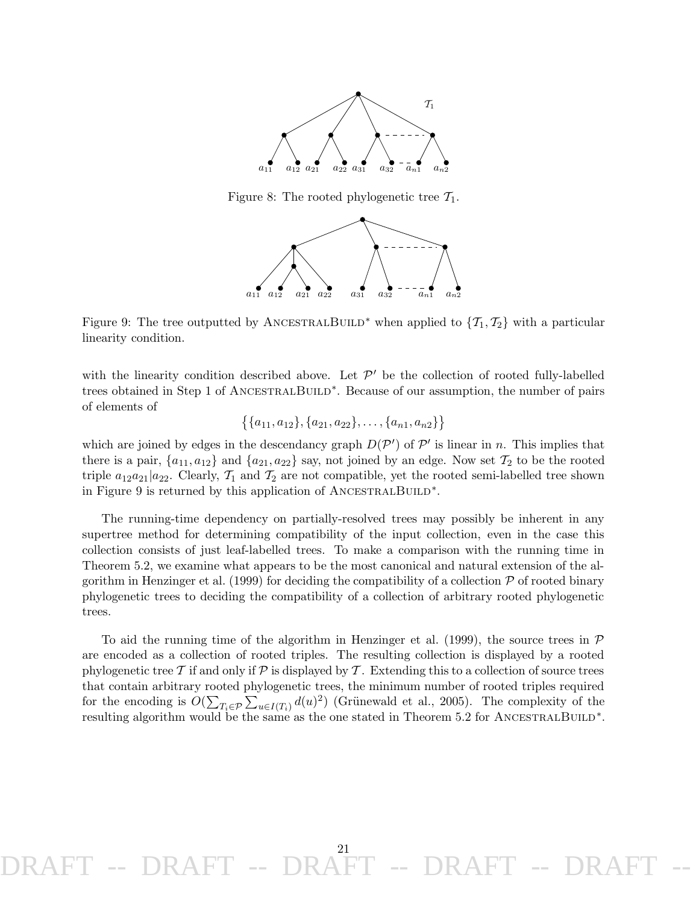Figure 8: The rooted phylogenetic tree $\mathcal{T}_1$.

Figure 9: The tree outputted by AncestralBuild* when applied to $\{\mathcal{T}_1, \mathcal{T}_2\}$ with a particular linearity condition.

with the linearity condition described above. Let $\mathcal{P}'$ be the collection of rooted fully-labelled trees obtained in Step 1 of AncestralBuild*. Because of our assumption, the number of pairs of elements of

$$\big\{\{a_{11}, a_{12}\}, \{a_{21}, a_{22}\}, \ldots, \{a_{n1}, a_{n2}\}\big\}$$

which are joined by edges in the descendancy graph $D(\mathcal{P}')$ of $\mathcal{P}'$ is linear in $n$. This implies that there is a pair, $\{a_{11}, a_{12}\}$ and $\{a_{21}, a_{22}\}$ say, not joined by an edge. Now set $\mathcal{T}_2$ to be the rooted triple $a_{12}a_{21}|a_{22}$. Clearly, $\mathcal{T}_1$ and $\mathcal{T}_2$ are not compatible, yet the rooted semi-labelled tree shown in Figure 9 is returned by this application of AncestralBuild*.

The running-time dependency on partially-resolved trees may possibly be inherent in any supertree method for determining compatibility of the input collection, even in the case this collection consists of just leaf-labelled trees. To make a comparison with the running time in Theorem 5.2, we examine what appears to be the most canonical and natural extension of the algorithm in Henzinger et al. (1999) for deciding the compatibility of a collection $\mathcal{P}$ of rooted binary phylogenetic trees to deciding the compatibility of a collection of arbitrary rooted phylogenetic trees.

To aid the running time of the algorithm in Henzinger et al. (1999), the source trees in $\mathcal{P}$ are encoded as a collection of rooted triples. The resulting collection is displayed by a rooted phylogenetic tree $\mathcal{T}$ if and only if $\mathcal{P}$ is displayed by $\mathcal{T}$. Extending this to a collection of source trees that contain arbitrary rooted phylogenetic trees, the minimum number of rooted triples required for the encoding is $O(\sum_{T_i \in \mathcal{P}} \sum_{u \in I(T_i)} d(u)^2)$ (Grünewald et al., 2005). The complexity of the resulting algorithm would be the same as the one stated in Theorem 5.2 for AncestralBuild*.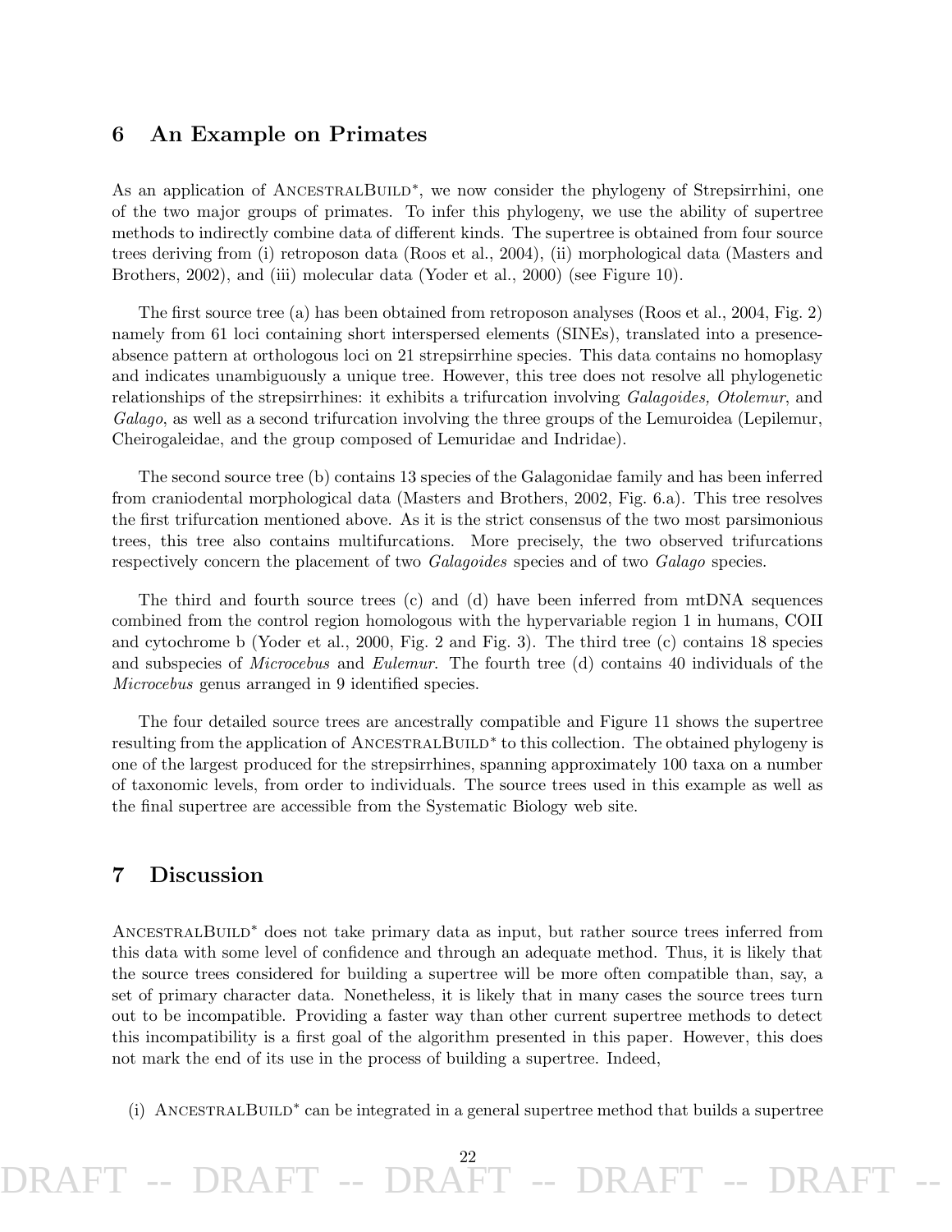## 6 An Example on Primates

As an application of AncestralBuild$^*$, we now consider the phylogeny of Strepsirrhini, one of the two major groups of primates. To infer this phylogeny, we use the ability of supertree methods to indirectly combine data of different kinds. The supertree is obtained from four source trees deriving from (i) retroposon data (Roos et al., 2004), (ii) morphological data (Masters and Brothers, 2002), and (iii) molecular data (Yoder et al., 2000) (see Figure 10).

The first source tree (a) has been obtained from retroposon analyses (Roos et al., 2004, Fig. 2) namely from 61 loci containing short interspersed elements (SINEs), translated into a presence-absence pattern at orthologous loci on 21 strepsirrhine species. This data contains no homoplasy and indicates unambiguously a unique tree. However, this tree does not resolve all phylogenetic relationships of the strepsirrhines: it exhibits a trifurcation involving *Galagoides, Otolemur*, and *Galago*, as well as a second trifurcation involving the three groups of the Lemuroidea (Lepilemur, Cheirogaleidae, and the group composed of Lemuridae and Indridae).

The second source tree (b) contains 13 species of the Galagonidae family and has been inferred from craniodental morphological data (Masters and Brothers, 2002, Fig. 6.a). This tree resolves the first trifurcation mentioned above. As it is the strict consensus of the two most parsimonious trees, this tree also contains multifurcations. More precisely, the two observed trifurcations respectively concern the placement of two *Galagoides* species and of two *Galago* species.

The third and fourth source trees (c) and (d) have been inferred from mtDNA sequences combined from the control region homologous with the hypervariable region 1 in humans, COII and cytochrome b (Yoder et al., 2000, Fig. 2 and Fig. 3). The third tree (c) contains 18 species and subspecies of *Microcebus* and *Eulemur*. The fourth tree (d) contains 40 individuals of the *Microcebus* genus arranged in 9 identified species.

The four detailed source trees are ancestrally compatible and Figure 11 shows the supertree resulting from the application of AncestralBuild$^*$ to this collection. The obtained phylogeny is one of the largest produced for the strepsirrhines, spanning approximately 100 taxa on a number of taxonomic levels, from order to individuals. The source trees used in this example as well as the final supertree are accessible from the Systematic Biology web site.

## 7 Discussion

AncestralBuild$^*$ does not take primary data as input, but rather source trees inferred from this data with some level of confidence and through an adequate method. Thus, it is likely that the source trees considered for building a supertree will be more often compatible than, say, a set of primary character data. Nonetheless, it is likely that in many cases the source trees turn out to be incompatible. Providing a faster way than other current supertree methods to detect this incompatibility is a first goal of the algorithm presented in this paper. However, this does not mark the end of its use in the process of building a supertree. Indeed,

(i) AncestralBuild$^*$ can be integrated in a general supertree method that builds a supertree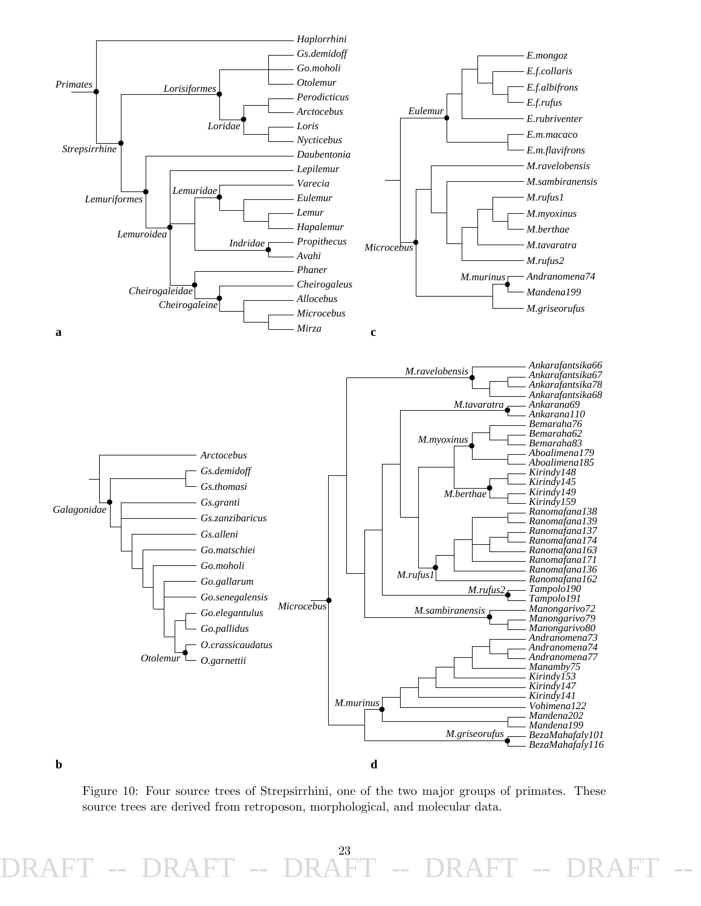Figure 10: Four source trees of Strepsirrhini, one of the two major groups of primates. These source trees are derived from retroposon, morphological, and molecular data.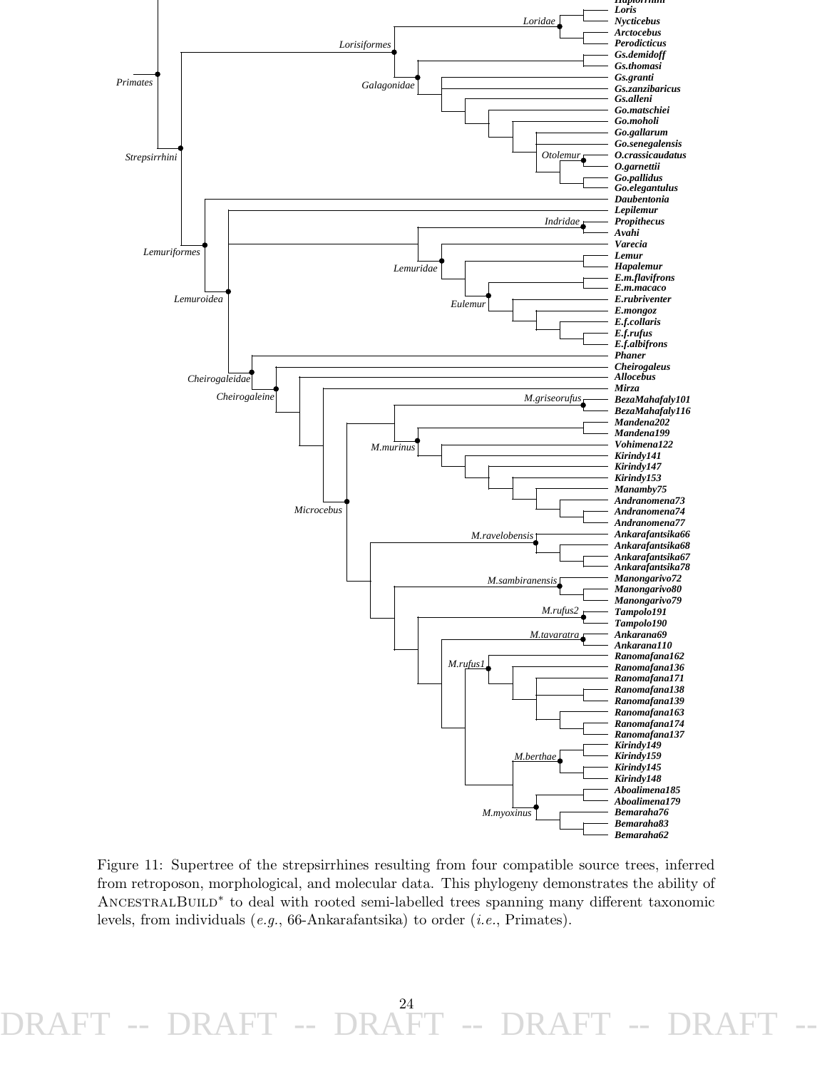Figure 11: Supertree of the strepsirrhines resulting from four compatible source trees, inferred from retroposon, morphological, and molecular data. This phylogeny demonstrates the ability of AncestralBuild* to deal with rooted semi-labelled trees spanning many different taxonomic levels, from individuals (*e.g.*, 66-Ankarafantsika) to order (*i.e.*, Primates).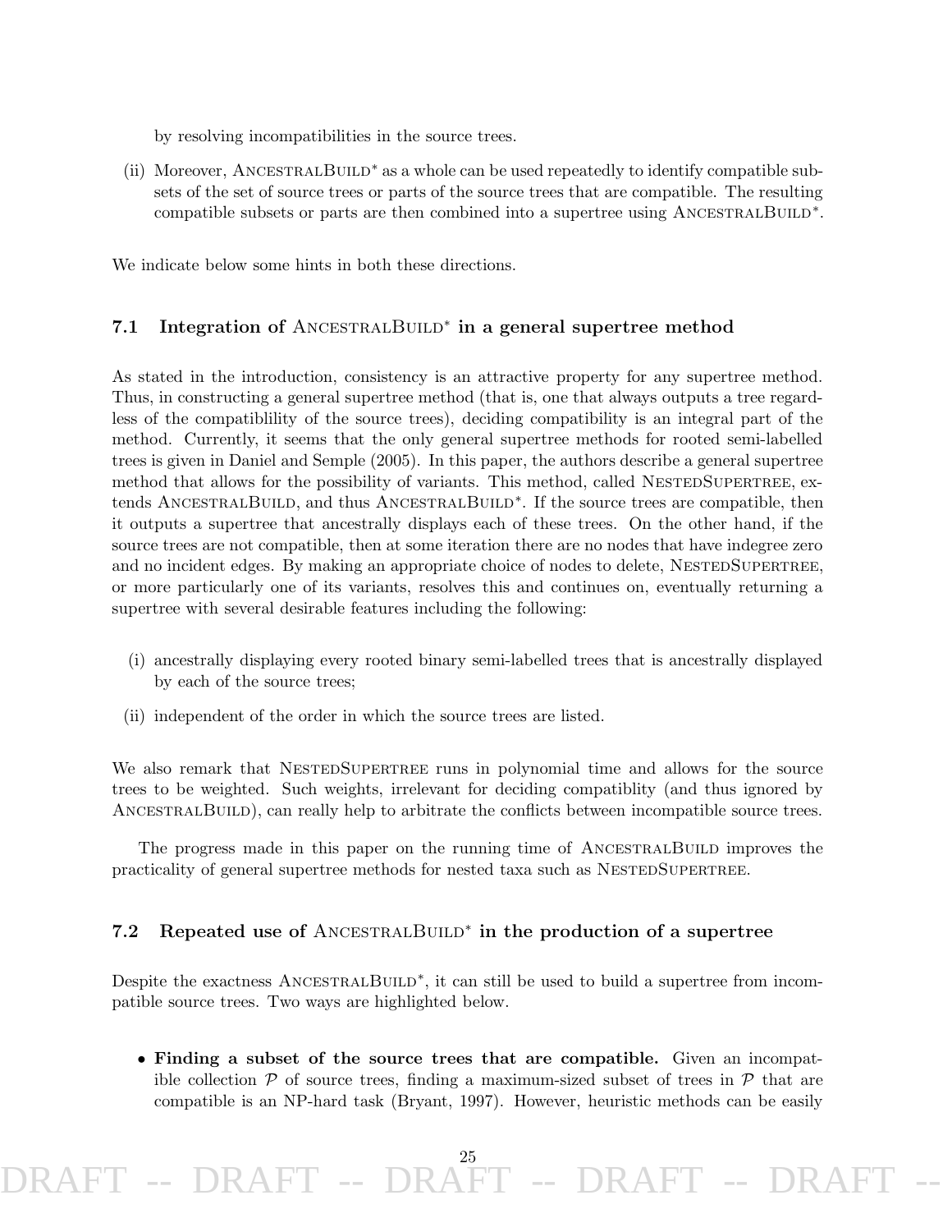by resolving incompatibilities in the source trees.

(ii) Moreover, AncestralBuild$^*$ as a whole can be used repeatedly to identify compatible subsets of the set of source trees or parts of the source trees that are compatible. The resulting compatible subsets or parts are then combined into a supertree using AncestralBuild$^*$.

We indicate below some hints in both these directions.

## 7.1 Integration of AncestralBuild$^*$ in a general supertree method

As stated in the introduction, consistency is an attractive property for any supertree method. Thus, in constructing a general supertree method (that is, one that always outputs a tree regardless of the compatiblility of the source trees), deciding compatibility is an integral part of the method. Currently, it seems that the only general supertree methods for rooted semi-labelled trees is given in Daniel and Semple (2005). In this paper, the authors describe a general supertree method that allows for the possibility of variants. This method, called NestedSupertree, extends AncestralBuild, and thus AncestralBuild$^*$. If the source trees are compatible, then it outputs a supertree that ancestrally displays each of these trees. On the other hand, if the source trees are not compatible, then at some iteration there are no nodes that have indegree zero and no incident edges. By making an appropriate choice of nodes to delete, NestedSupertree, or more particularly one of its variants, resolves this and continues on, eventually returning a supertree with several desirable features including the following:

(i) ancestrally displaying every rooted binary semi-labelled trees that is ancestrally displayed by each of the source trees;

(ii) independent of the order in which the source trees are listed.

We also remark that NestedSupertree runs in polynomial time and allows for the source trees to be weighted. Such weights, irrelevant for deciding compatiblity (and thus ignored by AncestralBuild), can really help to arbitrate the conflicts between incompatible source trees.

The progress made in this paper on the running time of AncestralBuild improves the practicality of general supertree methods for nested taxa such as NestedSupertree.

## 7.2 Repeated use of AncestralBuild$^*$ in the production of a supertree

Despite the exactness AncestralBuild$^*$, it can still be used to build a supertree from incompatible source trees. Two ways are highlighted below.

- **Finding a subset of the source trees that are compatible.** Given an incompatible collection $\mathcal{P}$ of source trees, finding a maximum-sized subset of trees in $\mathcal{P}$ that are compatible is an NP-hard task (Bryant, 1997). However, heuristic methods can be easily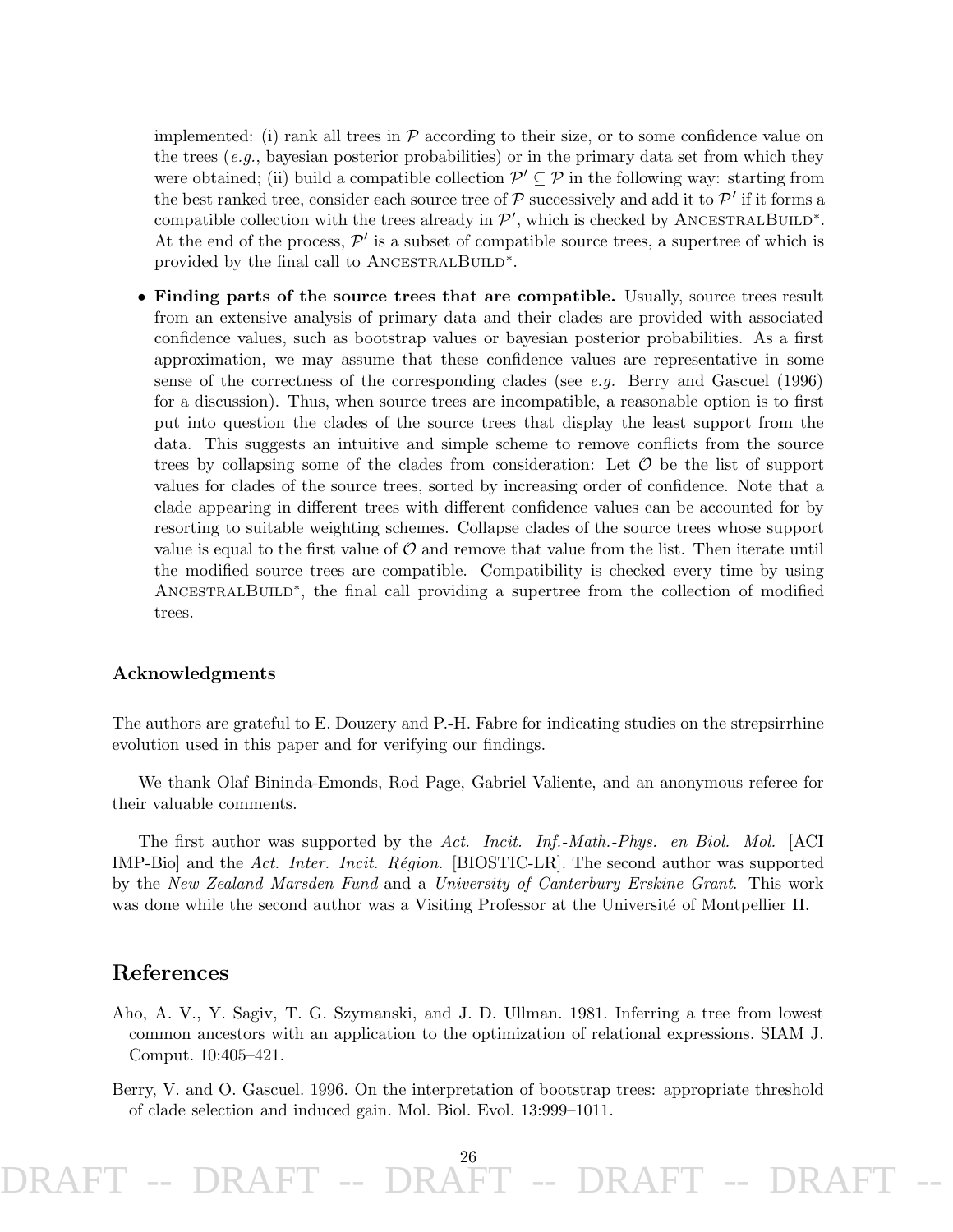implemented: (i) rank all trees in $\mathcal{P}$ according to their size, or to some confidence value on the trees (*e.g.*, bayesian posterior probabilities) or in the primary data set from which they were obtained; (ii) build a compatible collection $\mathcal{P}' \subseteq \mathcal{P}$ in the following way: starting from the best ranked tree, consider each source tree of $\mathcal{P}$ successively and add it to $\mathcal{P}'$ if it forms a compatible collection with the trees already in $\mathcal{P}'$, which is checked by AncestralBuild$^*$. At the end of the process, $\mathcal{P}'$ is a subset of compatible source trees, a supertree of which is provided by the final call to AncestralBuild$^*$.

- **Finding parts of the source trees that are compatible.** Usually, source trees result from an extensive analysis of primary data and their clades are provided with associated confidence values, such as bootstrap values or bayesian posterior probabilities. As a first approximation, we may assume that these confidence values are representative in some sense of the correctness of the corresponding clades (see *e.g.* Berry and Gascuel (1996) for a discussion). Thus, when source trees are incompatible, a reasonable option is to first put into question the clades of the source trees that display the least support from the data. This suggests an intuitive and simple scheme to remove conflicts from the source trees by collapsing some of the clades from consideration: Let $\mathcal{O}$ be the list of support values for clades of the source trees, sorted by increasing order of confidence. Note that a clade appearing in different trees with different confidence values can be accounted for by resorting to suitable weighting schemes. Collapse clades of the source trees whose support value is equal to the first value of $\mathcal{O}$ and remove that value from the list. Then iterate until the modified source trees are compatible. Compatibility is checked every time by using AncestralBuild$^*$, the final call providing a supertree from the collection of modified trees.

### Acknowledgments

The authors are grateful to E. Douzery and P.-H. Fabre for indicating studies on the strepsirrhine evolution used in this paper and for verifying our findings.

We thank Olaf Bininda-Emonds, Rod Page, Gabriel Valiente, and an anonymous referee for their valuable comments.

The first author was supported by the *Act. Incit. Inf.-Math.-Phys. en Biol. Mol.* [ACI IMP-Bio] and the *Act. Inter. Incit. Région.* [BIOSTIC-LR]. The second author was supported by the *New Zealand Marsden Fund* and a *University of Canterbury Erskine Grant*. This work was done while the second author was a Visiting Professor at the Université of Montpellier II.

## References

Aho, A. V., Y. Sagiv, T. G. Szymanski, and J. D. Ullman. 1981. Inferring a tree from lowest common ancestors with an application to the optimization of relational expressions. SIAM J. Comput. 10:405–421.

Berry, V. and O. Gascuel. 1996. On the interpretation of bootstrap trees: appropriate threshold of clade selection and induced gain. Mol. Biol. Evol. 13:999–1011.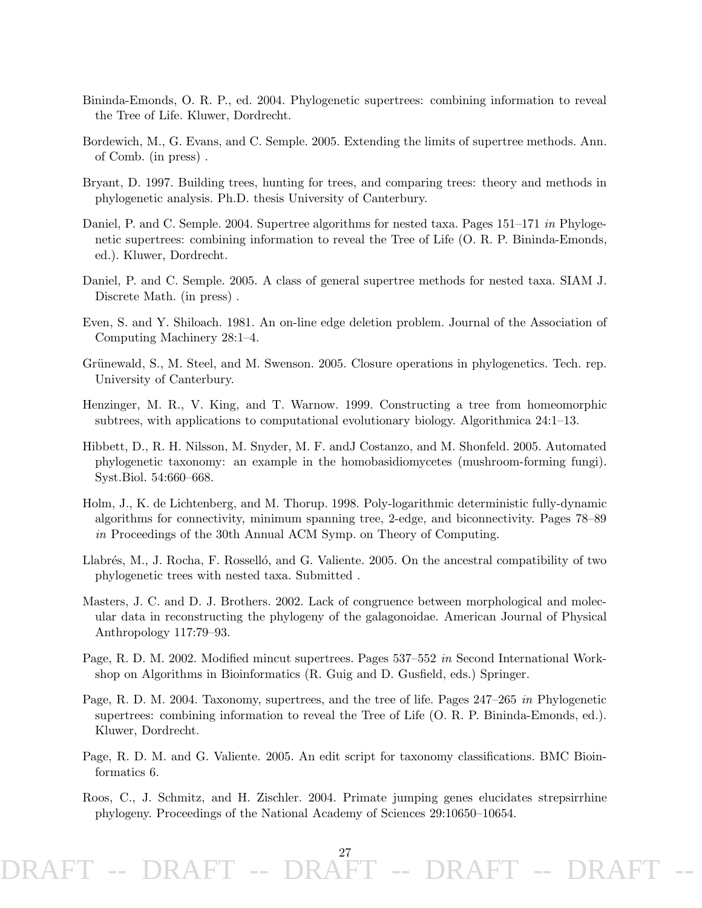Bininda-Emonds, O. R. P., ed. 2004. Phylogenetic supertrees: combining information to reveal the Tree of Life. Kluwer, Dordrecht.

Bordewich, M., G. Evans, and C. Semple. 2005. Extending the limits of supertree methods. Ann. of Comb. (in press) .

Bryant, D. 1997. Building trees, hunting for trees, and comparing trees: theory and methods in phylogenetic analysis. Ph.D. thesis University of Canterbury.

Daniel, P. and C. Semple. 2004. Supertree algorithms for nested taxa. Pages 151–171 *in* Phylogenetic supertrees: combining information to reveal the Tree of Life (O. R. P. Bininda-Emonds, ed.). Kluwer, Dordrecht.

Daniel, P. and C. Semple. 2005. A class of general supertree methods for nested taxa. SIAM J. Discrete Math. (in press) .

Even, S. and Y. Shiloach. 1981. An on-line edge deletion problem. Journal of the Association of Computing Machinery 28:1–4.

Grünewald, S., M. Steel, and M. Swenson. 2005. Closure operations in phylogenetics. Tech. rep. University of Canterbury.

Henzinger, M. R., V. King, and T. Warnow. 1999. Constructing a tree from homeomorphic subtrees, with applications to computational evolutionary biology. Algorithmica 24:1–13.

Hibbett, D., R. H. Nilsson, M. Snyder, M. F. andJ Costanzo, and M. Shonfeld. 2005. Automated phylogenetic taxonomy: an example in the homobasidiomycetes (mushroom-forming fungi). Syst.Biol. 54:660–668.

Holm, J., K. de Lichtenberg, and M. Thorup. 1998. Poly-logarithmic deterministic fully-dynamic algorithms for connectivity, minimum spanning tree, 2-edge, and biconnectivity. Pages 78–89 *in* Proceedings of the 30th Annual ACM Symp. on Theory of Computing.

Llabrés, M., J. Rocha, F. Rosselló, and G. Valiente. 2005. On the ancestral compatibility of two phylogenetic trees with nested taxa. Submitted .

Masters, J. C. and D. J. Brothers. 2002. Lack of congruence between morphological and molecular data in reconstructing the phylogeny of the galagonoidae. American Journal of Physical Anthropology 117:79–93.

Page, R. D. M. 2002. Modified mincut supertrees. Pages 537–552 *in* Second International Workshop on Algorithms in Bioinformatics (R. Guig and D. Gusfield, eds.) Springer.

Page, R. D. M. 2004. Taxonomy, supertrees, and the tree of life. Pages 247–265 *in* Phylogenetic supertrees: combining information to reveal the Tree of Life (O. R. P. Bininda-Emonds, ed.). Kluwer, Dordrecht.

Page, R. D. M. and G. Valiente. 2005. An edit script for taxonomy classifications. BMC Bioinformatics 6.

Roos, C., J. Schmitz, and H. Zischler. 2004. Primate jumping genes elucidates strepsirrhine phylogeny. Proceedings of the National Academy of Sciences 29:10650–10654.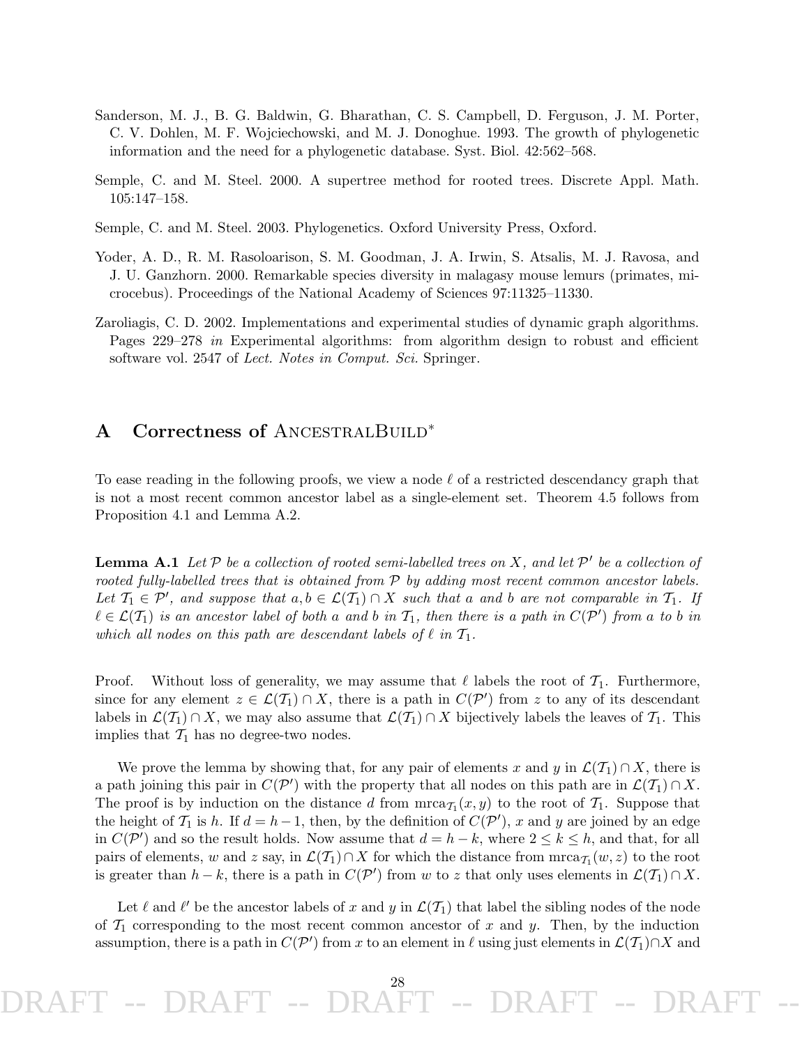Sanderson, M. J., B. G. Baldwin, G. Bharathan, C. S. Campbell, D. Ferguson, J. M. Porter, C. V. Dohlen, M. F. Wojciechowski, and M. J. Donoghue. 1993. The growth of phylogenetic information and the need for a phylogenetic database. Syst. Biol. 42:562–568.

Semple, C. and M. Steel. 2000. A supertree method for rooted trees. Discrete Appl. Math. 105:147–158.

Semple, C. and M. Steel. 2003. Phylogenetics. Oxford University Press, Oxford.

Yoder, A. D., R. M. Rasoloarison, S. M. Goodman, J. A. Irwin, S. Atsalis, M. J. Ravosa, and J. U. Ganzhorn. 2000. Remarkable species diversity in malagasy mouse lemurs (primates, microcebus). Proceedings of the National Academy of Sciences 97:11325–11330.

Zaroliagis, C. D. 2002. Implementations and experimental studies of dynamic graph algorithms. Pages 229–278 *in* Experimental algorithms: from algorithm design to robust and efficient software vol. 2547 of *Lect. Notes in Comput. Sci.* Springer.

# A Correctness of AncestralBuild*

To ease reading in the following proofs, we view a node $\ell$ of a restricted descendancy graph that is not a most recent common ancestor label as a single-element set. Theorem 4.5 follows from Proposition 4.1 and Lemma A.2.

**Lemma A.1** *Let $\mathcal{P}$ be a collection of rooted semi-labelled trees on $X$, and let $\mathcal{P}'$ be a collection of rooted fully-labelled trees that is obtained from $\mathcal{P}$ by adding most recent common ancestor labels. Let $\mathcal{T}_1 \in \mathcal{P}'$, and suppose that $a, b \in \mathcal{L}(\mathcal{T}_1) \cap X$ such that $a$ and $b$ are not comparable in $\mathcal{T}_1$. If $\ell \in \mathcal{L}(\mathcal{T}_1)$ is an ancestor label of both $a$ and $b$ in $\mathcal{T}_1$, then there is a path in $C(\mathcal{P}')$ from $a$ to $b$ in which all nodes on this path are descendant labels of $\ell$ in $\mathcal{T}_1$.*

Proof. Without loss of generality, we may assume that $\ell$ labels the root of $\mathcal{T}_1$. Furthermore, since for any element $z \in \mathcal{L}(\mathcal{T}_1) \cap X$, there is a path in $C(\mathcal{P}')$ from $z$ to any of its descendant labels in $\mathcal{L}(\mathcal{T}_1) \cap X$, we may also assume that $\mathcal{L}(\mathcal{T}_1) \cap X$ bijectively labels the leaves of $\mathcal{T}_1$. This implies that $\mathcal{T}_1$ has no degree-two nodes.

We prove the lemma by showing that, for any pair of elements $x$ and $y$ in $\mathcal{L}(\mathcal{T}_1) \cap X$, there is a path joining this pair in $C(\mathcal{P}')$ with the property that all nodes on this path are in $\mathcal{L}(\mathcal{T}_1) \cap X$. The proof is by induction on the distance $d$ from $\text{mrca}_{\mathcal{T}_1}(x, y)$ to the root of $\mathcal{T}_1$. Suppose that the height of $\mathcal{T}_1$ is $h$. If $d = h - 1$, then, by the definition of $C(\mathcal{P}')$, $x$ and $y$ are joined by an edge in $C(\mathcal{P}')$ and so the result holds. Now assume that $d = h - k$, where $2 \leq k \leq h$, and that, for all pairs of elements, $w$ and $z$ say, in $\mathcal{L}(\mathcal{T}_1) \cap X$ for which the distance from $\text{mrca}_{\mathcal{T}_1}(w, z)$ to the root is greater than $h - k$, there is a path in $C(\mathcal{P}')$ from $w$ to $z$ that only uses elements in $\mathcal{L}(\mathcal{T}_1) \cap X$.

Let $\ell$ and $\ell'$ be the ancestor labels of $x$ and $y$ in $\mathcal{L}(\mathcal{T}_1)$ that label the sibling nodes of the node of $\mathcal{T}_1$ corresponding to the most recent common ancestor of $x$ and $y$. Then, by the induction assumption, there is a path in $C(\mathcal{P}')$ from $x$ to an element in $\ell$ using just elements in $\mathcal{L}(\mathcal{T}_1) \cap X$ and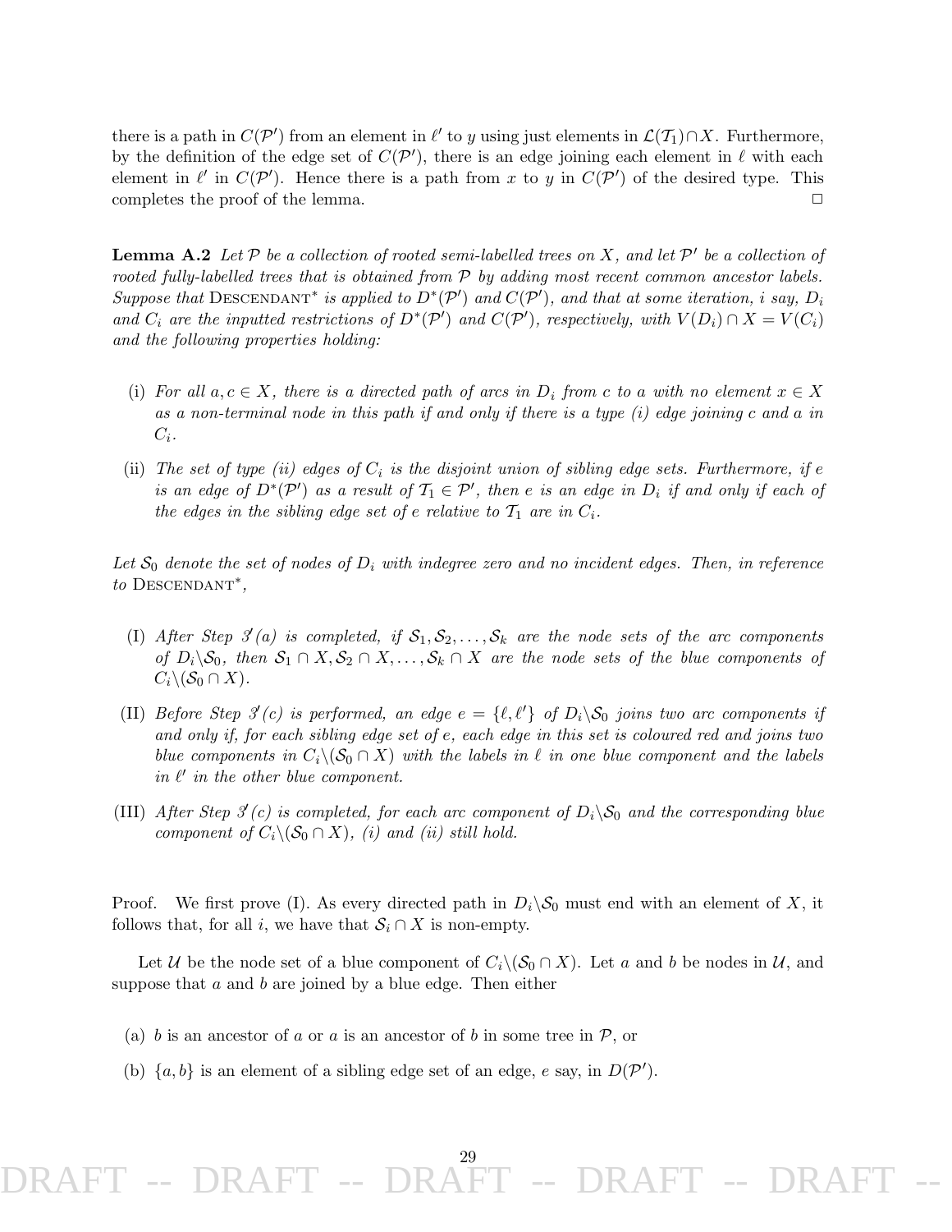there is a path in $C(\mathcal{P}')$ from an element in $\ell'$ to $y$ using just elements in $\mathcal{L}(\mathcal{T}_1)\cap X$. Furthermore, by the definition of the edge set of $C(\mathcal{P}')$, there is an edge joining each element in $\ell$ with each element in $\ell'$ in $C(\mathcal{P}')$. Hence there is a path from $x$ to $y$ in $C(\mathcal{P}')$ of the desired type. This completes the proof of the lemma. □

**Lemma A.2** *Let $\mathcal{P}$ be a collection of rooted semi-labelled trees on $X$, and let $\mathcal{P}'$ be a collection of rooted fully-labelled trees that is obtained from $\mathcal{P}$ by adding most recent common ancestor labels. Suppose that* DESCENDANT$^*$ *is applied to $D^*(\mathcal{P}')$ and $C(\mathcal{P}')$, and that at some iteration, $i$ say, $D_i$ and $C_i$ are the inputted restrictions of $D^*(\mathcal{P}')$ and $C(\mathcal{P}')$, respectively, with $V(D_i)\cap X = V(C_i)$ and the following properties holding:*

- (i) *For all $a, c \in X$, there is a directed path of arcs in $D_i$ from $c$ to $a$ with no element $x \in X$ as a non-terminal node in this path if and only if there is a type (i) edge joining $c$ and $a$ in $C_i$.*
- (ii) *The set of type (ii) edges of $C_i$ is the disjoint union of sibling edge sets. Furthermore, if $e$ is an edge of $D^*(\mathcal{P}')$ as a result of $\mathcal{T}_1 \in \mathcal{P}'$, then $e$ is an edge in $D_i$ if and only if each of the edges in the sibling edge set of $e$ relative to $\mathcal{T}_1$ are in $C_i$.*

*Let $\mathcal{S}_0$ denote the set of nodes of $D_i$ with indegree zero and no incident edges. Then, in reference to* DESCENDANT$^*$*,*

- (I) *After Step 3′(a) is completed, if $\mathcal{S}_1, \mathcal{S}_2, \ldots, \mathcal{S}_k$ are the node sets of the arc components of $D_i\backslash\mathcal{S}_0$, then $\mathcal{S}_1\cap X, \mathcal{S}_2\cap X, \ldots, \mathcal{S}_k\cap X$ are the node sets of the blue components of $C_i\backslash(\mathcal{S}_0\cap X)$.*
- (II) *Before Step 3′(c) is performed, an edge $e = \{\ell, \ell'\}$ of $D_i\backslash\mathcal{S}_0$ joins two arc components if and only if, for each sibling edge set of $e$, each edge in this set is coloured red and joins two blue components in $C_i\backslash(\mathcal{S}_0\cap X)$ with the labels in $\ell$ in one blue component and the labels in $\ell'$ in the other blue component.*
- (III) *After Step 3′(c) is completed, for each arc component of $D_i\backslash\mathcal{S}_0$ and the corresponding blue component of $C_i\backslash(\mathcal{S}_0\cap X)$, (i) and (ii) still hold.*

Proof. We first prove (I). As every directed path in $D_i\backslash\mathcal{S}_0$ must end with an element of $X$, it follows that, for all $i$, we have that $\mathcal{S}_i\cap X$ is non-empty.

Let $\mathcal{U}$ be the node set of a blue component of $C_i\backslash(\mathcal{S}_0\cap X)$. Let $a$ and $b$ be nodes in $\mathcal{U}$, and suppose that $a$ and $b$ are joined by a blue edge. Then either

- (a) $b$ is an ancestor of $a$ or $a$ is an ancestor of $b$ in some tree in $\mathcal{P}$, or
- (b) $\{a, b\}$ is an element of a sibling edge set of an edge, $e$ say, in $D(\mathcal{P}')$.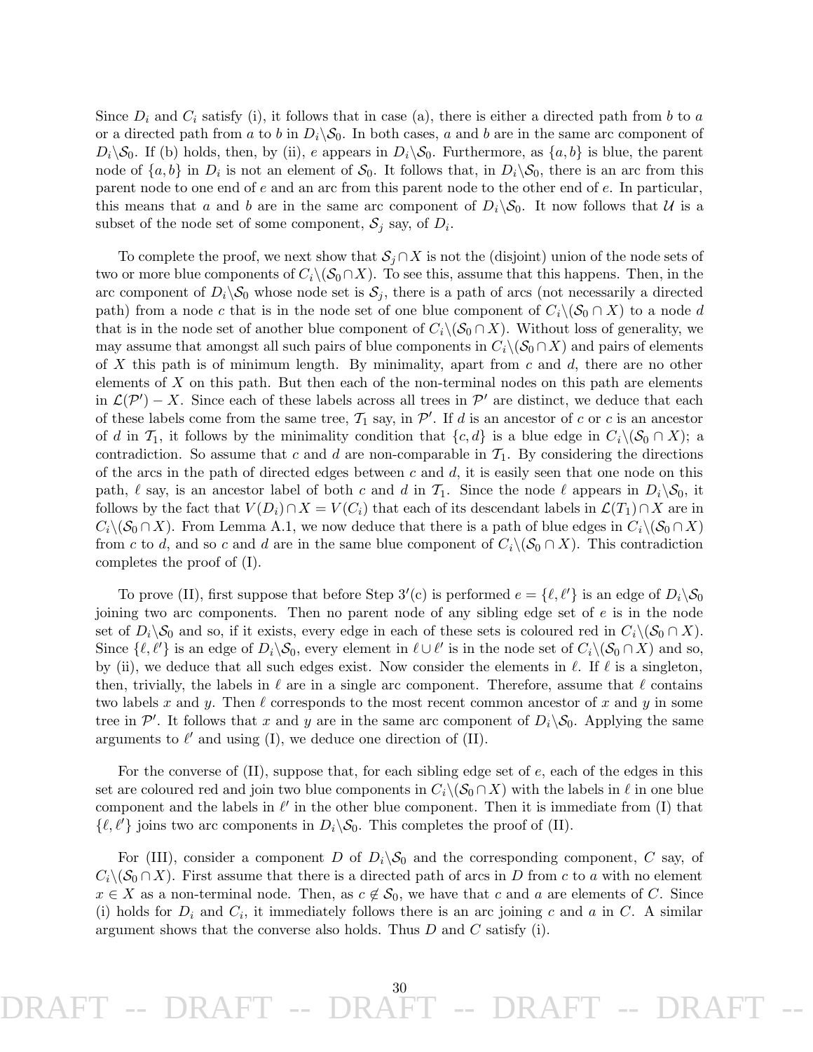Since $D_i$ and $C_i$ satisfy (i), it follows that in case (a), there is either a directed path from $b$ to $a$ or a directed path from $a$ to $b$ in $D_i \backslash \mathcal{S}_0$. In both cases, $a$ and $b$ are in the same arc component of $D_i \backslash \mathcal{S}_0$. If (b) holds, then, by (ii), $e$ appears in $D_i \backslash \mathcal{S}_0$. Furthermore, as $\{a, b\}$ is blue, the parent node of $\{a, b\}$ in $D_i$ is not an element of $\mathcal{S}_0$. It follows that, in $D_i \backslash \mathcal{S}_0$, there is an arc from this parent node to one end of $e$ and an arc from this parent node to the other end of $e$. In particular, this means that $a$ and $b$ are in the same arc component of $D_i \backslash \mathcal{S}_0$. It now follows that $\mathcal{U}$ is a subset of the node set of some component, $\mathcal{S}_j$ say, of $D_i$.

To complete the proof, we next show that $\mathcal{S}_j \cap X$ is not the (disjoint) union of the node sets of two or more blue components of $C_i \backslash (\mathcal{S}_0 \cap X)$. To see this, assume that this happens. Then, in the arc component of $D_i \backslash \mathcal{S}_0$ whose node set is $\mathcal{S}_j$, there is a path of arcs (not necessarily a directed path) from a node $c$ that is in the node set of one blue component of $C_i \backslash (\mathcal{S}_0 \cap X)$ to a node $d$ that is in the node set of another blue component of $C_i \backslash (\mathcal{S}_0 \cap X)$. Without loss of generality, we may assume that amongst all such pairs of blue components in $C_i \backslash (\mathcal{S}_0 \cap X)$ and pairs of elements of $X$ this path is of minimum length. By minimality, apart from $c$ and $d$, there are no other elements of $X$ on this path. But then each of the non-terminal nodes on this path are elements in $\mathcal{L}(\mathcal{P}') - X$. Since each of these labels across all trees in $\mathcal{P}'$ are distinct, we deduce that each of these labels come from the same tree, $\mathcal{T}_1$ say, in $\mathcal{P}'$. If $d$ is an ancestor of $c$ or $c$ is an ancestor of $d$ in $\mathcal{T}_1$, it follows by the minimality condition that $\{c, d\}$ is a blue edge in $C_i \backslash (\mathcal{S}_0 \cap X)$; a contradiction. So assume that $c$ and $d$ are non-comparable in $\mathcal{T}_1$. By considering the directions of the arcs in the path of directed edges between $c$ and $d$, it is easily seen that one node on this path, $\ell$ say, is an ancestor label of both $c$ and $d$ in $\mathcal{T}_1$. Since the node $\ell$ appears in $D_i \backslash \mathcal{S}_0$, it follows by the fact that $V(D_i) \cap X = V(C_i)$ that each of its descendant labels in $\mathcal{L}(\mathcal{T}_1) \cap X$ are in $C_i \backslash (\mathcal{S}_0 \cap X)$. From Lemma A.1, we now deduce that there is a path of blue edges in $C_i \backslash (\mathcal{S}_0 \cap X)$ from $c$ to $d$, and so $c$ and $d$ are in the same blue component of $C_i \backslash (\mathcal{S}_0 \cap X)$. This contradiction completes the proof of (I).

To prove (II), first suppose that before Step 3′(c) is performed $e = \{\ell, \ell'\}$ is an edge of $D_i \backslash \mathcal{S}_0$ joining two arc components. Then no parent node of any sibling edge set of $e$ is in the node set of $D_i \backslash \mathcal{S}_0$ and so, if it exists, every edge in each of these sets is coloured red in $C_i \backslash (\mathcal{S}_0 \cap X)$. Since $\{\ell, \ell'\}$ is an edge of $D_i \backslash \mathcal{S}_0$, every element in $\ell \cup \ell'$ is in the node set of $C_i \backslash (\mathcal{S}_0 \cap X)$ and so, by (ii), we deduce that all such edges exist. Now consider the elements in $\ell$. If $\ell$ is a singleton, then, trivially, the labels in $\ell$ are in a single arc component. Therefore, assume that $\ell$ contains two labels $x$ and $y$. Then $\ell$ corresponds to the most recent common ancestor of $x$ and $y$ in some tree in $\mathcal{P}'$. It follows that $x$ and $y$ are in the same arc component of $D_i \backslash \mathcal{S}_0$. Applying the same arguments to $\ell'$ and using (I), we deduce one direction of (II).

For the converse of (II), suppose that, for each sibling edge set of $e$, each of the edges in this set are coloured red and join two blue components in $C_i \backslash (\mathcal{S}_0 \cap X)$ with the labels in $\ell$ in one blue component and the labels in $\ell'$ in the other blue component. Then it is immediate from (I) that $\{\ell, \ell'\}$ joins two arc components in $D_i \backslash \mathcal{S}_0$. This completes the proof of (II).

For (III), consider a component $D$ of $D_i \backslash \mathcal{S}_0$ and the corresponding component, $C$ say, of $C_i \backslash (\mathcal{S}_0 \cap X)$. First assume that there is a directed path of arcs in $D$ from $c$ to $a$ with no element $x \in X$ as a non-terminal node. Then, as $c \notin \mathcal{S}_0$, we have that $c$ and $a$ are elements of $C$. Since (i) holds for $D_i$ and $C_i$, it immediately follows there is an arc joining $c$ and $a$ in $C$. A similar argument shows that the converse also holds. Thus $D$ and $C$ satisfy (i).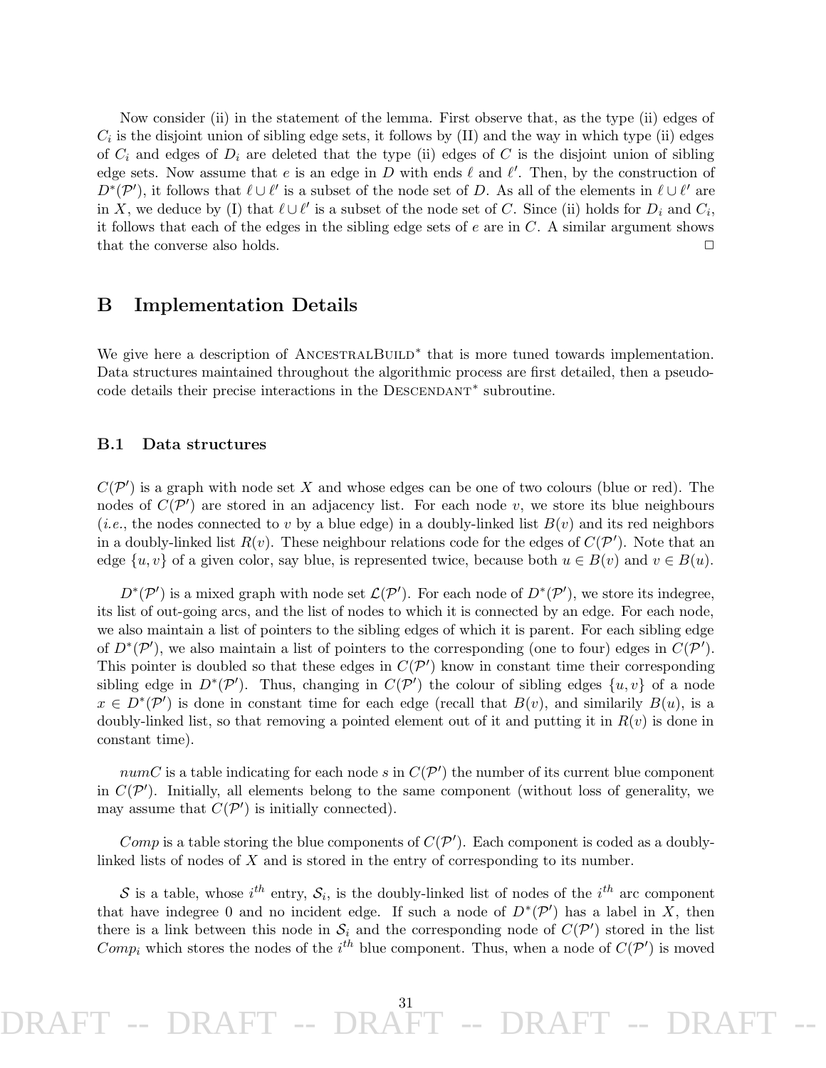Now consider (ii) in the statement of the lemma. First observe that, as the type (ii) edges of $C_i$ is the disjoint union of sibling edge sets, it follows by (II) and the way in which type (ii) edges of $C_i$ and edges of $D_i$ are deleted that the type (ii) edges of $C$ is the disjoint union of sibling edge sets. Now assume that $e$ is an edge in $D$ with ends $\ell$ and $\ell'$. Then, by the construction of $D^*(\mathcal{P}')$, it follows that $\ell \cup \ell'$ is a subset of the node set of $D$. As all of the elements in $\ell \cup \ell'$ are in $X$, we deduce by (I) that $\ell \cup \ell'$ is a subset of the node set of $C$. Since (ii) holds for $D_i$ and $C_i$, it follows that each of the edges in the sibling edge sets of $e$ are in $C$. A similar argument shows that the converse also holds. □

## B Implementation Details

We give here a description of AncestralBuild* that is more tuned towards implementation. Data structures maintained throughout the algorithmic process are first detailed, then a pseudo-code details their precise interactions in the Descendant* subroutine.

### B.1 Data structures

$C(\mathcal{P}')$ is a graph with node set $X$ and whose edges can be one of two colours (blue or red). The nodes of $C(\mathcal{P}')$ are stored in an adjacency list. For each node $v$, we store its blue neighbours (*i.e.*, the nodes connected to $v$ by a blue edge) in a doubly-linked list $B(v)$ and its red neighbors in a doubly-linked list $R(v)$. These neighbour relations code for the edges of $C(\mathcal{P}')$. Note that an edge $\{u, v\}$ of a given color, say blue, is represented twice, because both $u \in B(v)$ and $v \in B(u)$.

$D^*(\mathcal{P}')$ is a mixed graph with node set $\mathcal{L}(\mathcal{P}')$. For each node of $D^*(\mathcal{P}')$, we store its indegree, its list of out-going arcs, and the list of nodes to which it is connected by an edge. For each node, we also maintain a list of pointers to the sibling edges of which it is parent. For each sibling edge of $D^*(\mathcal{P}')$, we also maintain a list of pointers to the corresponding (one to four) edges in $C(\mathcal{P}')$. This pointer is doubled so that these edges in $C(\mathcal{P}')$ know in constant time their corresponding sibling edge in $D^*(\mathcal{P}')$. Thus, changing in $C(\mathcal{P}')$ the colour of sibling edges $\{u, v\}$ of a node $x \in D^*(\mathcal{P}')$ is done in constant time for each edge (recall that $B(v)$, and similarily $B(u)$, is a doubly-linked list, so that removing a pointed element out of it and putting it in $R(v)$ is done in constant time).

*numC* is a table indicating for each node $s$ in $C(\mathcal{P}')$ the number of its current blue component in $C(\mathcal{P}')$. Initially, all elements belong to the same component (without loss of generality, we may assume that $C(\mathcal{P}')$ is initially connected).

*Comp* is a table storing the blue components of $C(\mathcal{P}')$. Each component is coded as a doubly-linked lists of nodes of $X$ and is stored in the entry of corresponding to its number.

$\mathcal{S}$ is a table, whose $i^{th}$ entry, $\mathcal{S}_i$, is the doubly-linked list of nodes of the $i^{th}$ arc component that have indegree 0 and no incident edge. If such a node of $D^*(\mathcal{P}')$ has a label in $X$, then there is a link between this node in $\mathcal{S}_i$ and the corresponding node of $C(\mathcal{P}')$ stored in the list $Comp_i$ which stores the nodes of the $i^{th}$ blue component. Thus, when a node of $C(\mathcal{P}')$ is moved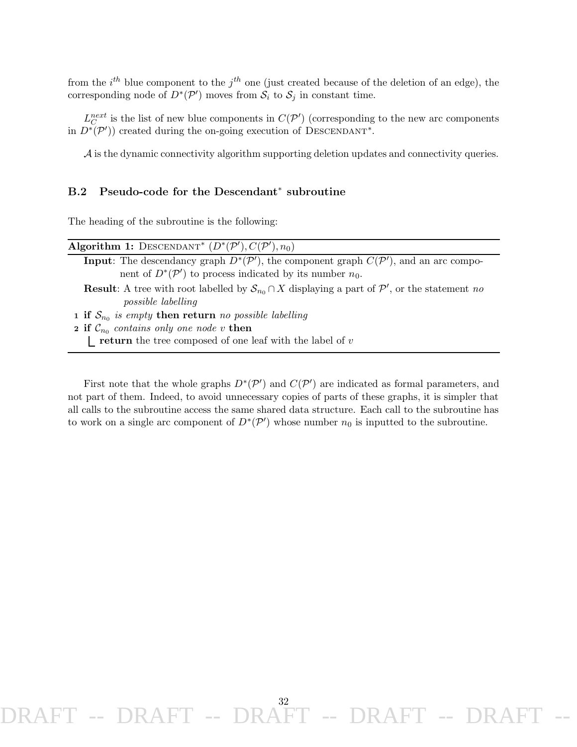from the $i^{th}$ blue component to the $j^{th}$ one (just created because of the deletion of an edge), the corresponding node of $D^*(\mathcal{P}')$ moves from $\mathcal{S}_i$ to $\mathcal{S}_j$ in constant time.

$L_C^{next}$ is the list of new blue components in $C(\mathcal{P}')$ (corresponding to the new arc components in $D^*(\mathcal{P}')$) created during the on-going execution of DESCENDANT*.

$\mathcal{A}$ is the dynamic connectivity algorithm supporting deletion updates and connectivity queries.

### B.2 Pseudo-code for the Descendant* subroutine

The heading of the subroutine is the following:

**Algorithm 1:** DESCENDANT* $(D^*(\mathcal{P}'), C(\mathcal{P}'), n_0)$

**Input**: The descendancy graph $D^*(\mathcal{P}')$, the component graph $C(\mathcal{P}')$, and an arc component of $D^*(\mathcal{P}')$ to process indicated by its number $n_0$.

**Result**: A tree with root labelled by $\mathcal{S}_{n_0} \cap X$ displaying a part of $\mathcal{P}'$, or the statement *no possible labelling*

```
1 if S_{n0} is empty then return no possible labelling
2 if C_{n0} contains only one node v then
      return the tree composed of one leaf with the label of v
```

First note that the whole graphs $D^*(\mathcal{P}')$ and $C(\mathcal{P}')$ are indicated as formal parameters, and not part of them. Indeed, to avoid unnecessary copies of parts of these graphs, it is simpler that all calls to the subroutine access the same shared data structure. Each call to the subroutine has to work on a single arc component of $D^*(\mathcal{P}')$ whose number $n_0$ is inputted to the subroutine.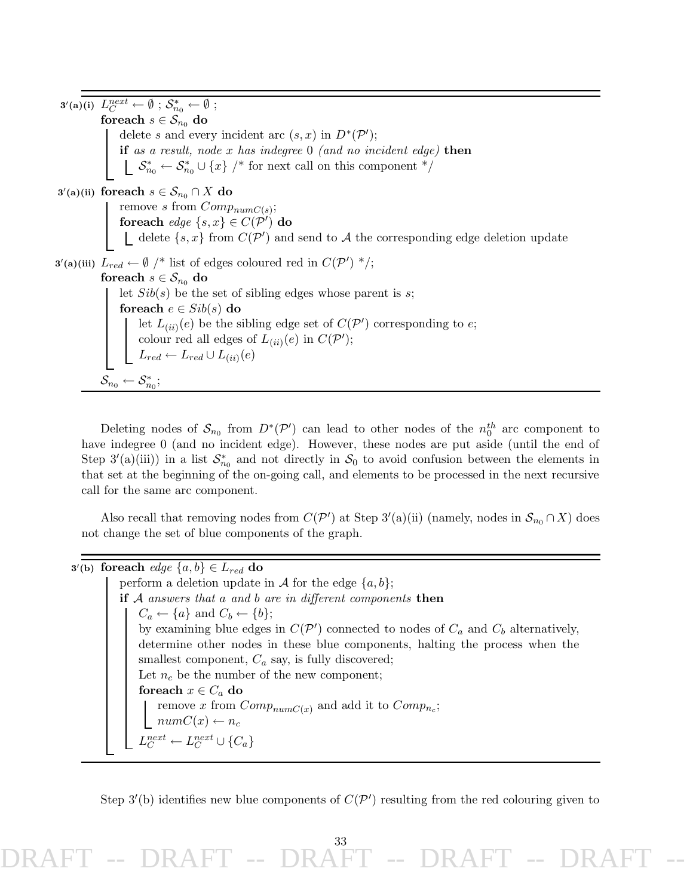```
3'(a)(i)  L_C^next ← ∅ ; S*_{n0} ← ∅ ;
          foreach s ∈ S_{n0} do
              delete s and every incident arc (s, x) in D*(P');
              if as a result, node x has indegree 0 (and no incident edge) then
                  S*_{n0} ← S*_{n0} ∪ {x} /* for next call on this component */

3'(a)(ii) foreach s ∈ S_{n0} ∩ X do
              remove s from Comp_{numC(s)};
              foreach edge {s, x} ∈ C(P') do
                  delete {s, x} from C(P') and send to A the corresponding edge deletion update

3'(a)(iii) L_red ← ∅ /* list of edges coloured red in C(P') */;
          foreach s ∈ S_{n0} do
              let Sib(s) be the set of sibling edges whose parent is s;
              foreach e ∈ Sib(s) do
                  let L_(ii)(e) be the sibling edge set of C(P') corresponding to e;
                  colour red all edges of L_(ii)(e) in C(P');
                  L_red ← L_red ∪ L_(ii)(e)
          S_{n0} ← S*_{n0};
```

Deleting nodes of $\mathcal{S}_{n_0}$ from $D^*(\mathcal{P}')$ can lead to other nodes of the $n_0^{th}$ arc component to have indegree 0 (and no incident edge). However, these nodes are put aside (until the end of Step 3′(a)(iii)) in a list $\mathcal{S}^*_{n_0}$ and not directly in $\mathcal{S}_0$ to avoid confusion between the elements in that set at the beginning of the on-going call, and elements to be processed in the next recursive call for the same arc component.

Also recall that removing nodes from $C(\mathcal{P}')$ at Step 3′(a)(ii) (namely, nodes in $\mathcal{S}_{n_0} \cap X$) does not change the set of blue components of the graph.

```
3'(b)  foreach edge {a, b} ∈ L_red do
           perform a deletion update in A for the edge {a, b};
           if A answers that a and b are in different components then
               C_a ← {a} and C_b ← {b};
               by examining blue edges in C(P') connected to nodes of C_a and C_b alternatively,
               determine other nodes in these blue components, halting the process when the
               smallest component, C_a say, is fully discovered;
               Let n_c be the number of the new component;
               foreach x ∈ C_a do
                   remove x from Comp_{numC(x)} and add it to Comp_{n_c};
                   numC(x) ← n_c
               L_C^next ← L_C^next ∪ {C_a}
```

Step 3′(b) identifies new blue components of $C(\mathcal{P}')$ resulting from the red colouring given to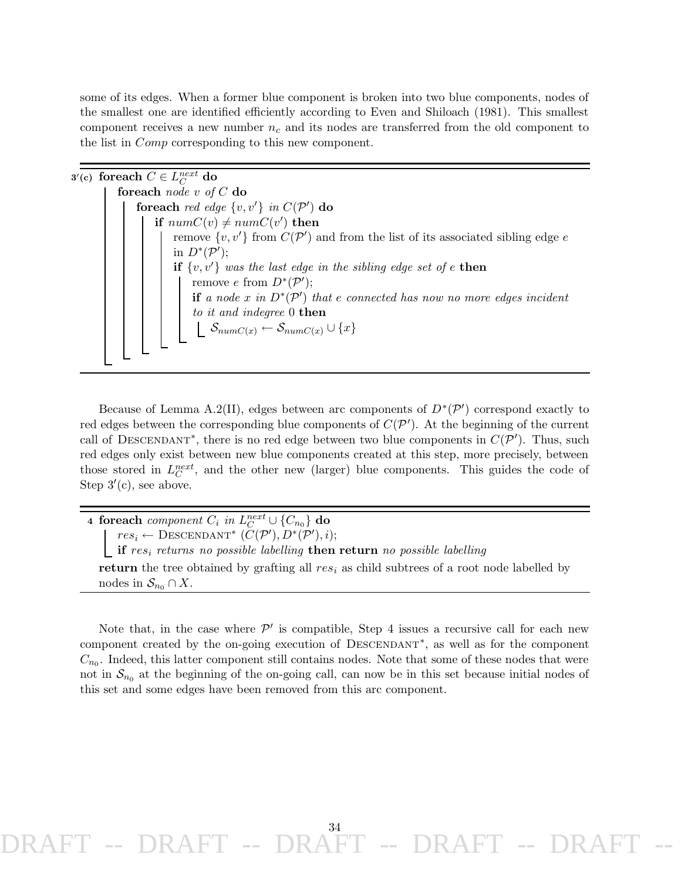some of its edges. When a former blue component is broken into two blue components, nodes of the smallest one are identified efficiently according to Even and Shiloach (1981). This smallest component receives a new number $n_c$ and its nodes are transferred from the old component to the list in *Comp* corresponding to this new component.

```
3'(c) foreach C ∈ L_C^next do
        foreach node v of C do
          foreach red edge {v, v'} in C(P') do
            if numC(v) ≠ numC(v') then
              remove {v, v'} from C(P') and from the list of its associated sibling edge e
              in D*(P');
              if {v, v'} was the last edge in the sibling edge set of e then
                remove e from D*(P');
                if a node x in D*(P') that e connected has now no more edges incident
                to it and indegree 0 then
                  S_numC(x) ← S_numC(x) ∪ {x}
```

Because of Lemma A.2(II), edges between arc components of $D^*(\mathcal{P}')$ correspond exactly to red edges between the corresponding blue components of $C(\mathcal{P}')$. At the beginning of the current call of DESCENDANT*, there is no red edge between two blue components in $C(\mathcal{P}')$. Thus, such red edges only exist between new blue components created at this step, more precisely, between those stored in $L_C^{next}$, and the other new (larger) blue components. This guides the code of Step 3′(c), see above.

```
4 foreach component C_i in L_C^next ∪ {C_n0} do
    res_i ← DESCENDANT* (C(P'), D*(P'), i);
    if res_i returns no possible labelling then return no possible labelling
  return the tree obtained by grafting all res_i as child subtrees of a root node labelled by
  nodes in S_n0 ∩ X.
```

Note that, in the case where $\mathcal{P}'$ is compatible, Step 4 issues a recursive call for each new component created by the on-going execution of DESCENDANT*, as well as for the component $C_{n_0}$. Indeed, this latter component still contains nodes. Note that some of these nodes that were not in $\mathcal{S}_{n_0}$ at the beginning of the on-going call, can now be in this set because initial nodes of this set and some edges have been removed from this arc component.